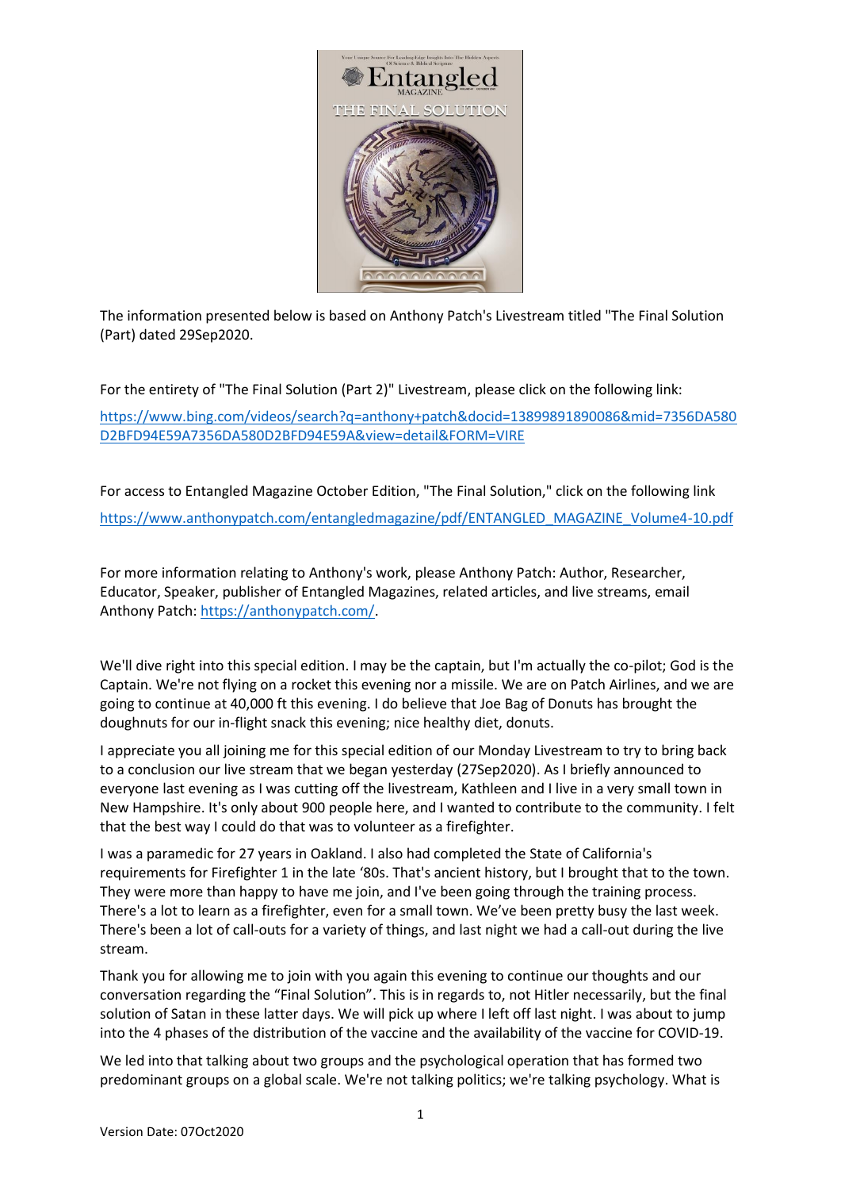The information presented below is based on Anthony Patch's Livestream titled "The Final Solution (Part) dated 29Sep2020.

For the entirety of "The Final Solution (Part 2)" Livestream, please click on the following link:

[https://www.bing.com/videos/search?q=anthony+patch&docid=13899891890086&mid=7356DA580D2BFD94E59A7356DA580D2BFD94E59A&view=detail&FORM=VIRE](https://www.bing.com/videos/search?q=anthony+patch&docid=13899891890086&mid=7356DA580D2BFD94E59A7356DA580D2BFD94E59A&view=detail&FORM=VIRE)

For access to Entangled Magazine October Edition, "The Final Solution," click on the following link

[https://www.anthonypatch.com/entangledmagazine/pdf/ENTANGLED_MAGAZINE_Volume4-10.pdf](https://www.anthonypatch.com/entangledmagazine/pdf/ENTANGLED_MAGAZINE_Volume4-10.pdf)

For more information relating to Anthony's work, please Anthony Patch: Author, Researcher, Educator, Speaker, publisher of Entangled Magazines, related articles, and live streams, email Anthony Patch: [https://anthonypatch.com/](https://anthonypatch.com/).

We'll dive right into this special edition. I may be the captain, but I'm actually the co-pilot; God is the Captain. We're not flying on a rocket this evening nor a missile. We are on Patch Airlines, and we are going to continue at 40,000 ft this evening. I do believe that Joe Bag of Donuts has brought the doughnuts for our in-flight snack this evening; nice healthy diet, donuts.

I appreciate you all joining me for this special edition of our Monday Livestream to try to bring back to a conclusion our live stream that we began yesterday (27Sep2020). As I briefly announced to everyone last evening as I was cutting off the livestream, Kathleen and I live in a very small town in New Hampshire. It's only about 900 people here, and I wanted to contribute to the community. I felt that the best way I could do that was to volunteer as a firefighter.

I was a paramedic for 27 years in Oakland. I also had completed the State of California's requirements for Firefighter 1 in the late '80s. That's ancient history, but I brought that to the town. They were more than happy to have me join, and I've been going through the training process. There's a lot to learn as a firefighter, even for a small town. We've been pretty busy the last week. There's been a lot of call-outs for a variety of things, and last night we had a call-out during the live stream.

Thank you for allowing me to join with you again this evening to continue our thoughts and our conversation regarding the "Final Solution". This is in regards to, not Hitler necessarily, but the final solution of Satan in these latter days. We will pick up where I left off last night. I was about to jump into the 4 phases of the distribution of the vaccine and the availability of the vaccine for COVID-19.

We led into that talking about two groups and the psychological operation that has formed two predominant groups on a global scale. We're not talking politics; we're talking psychology. What is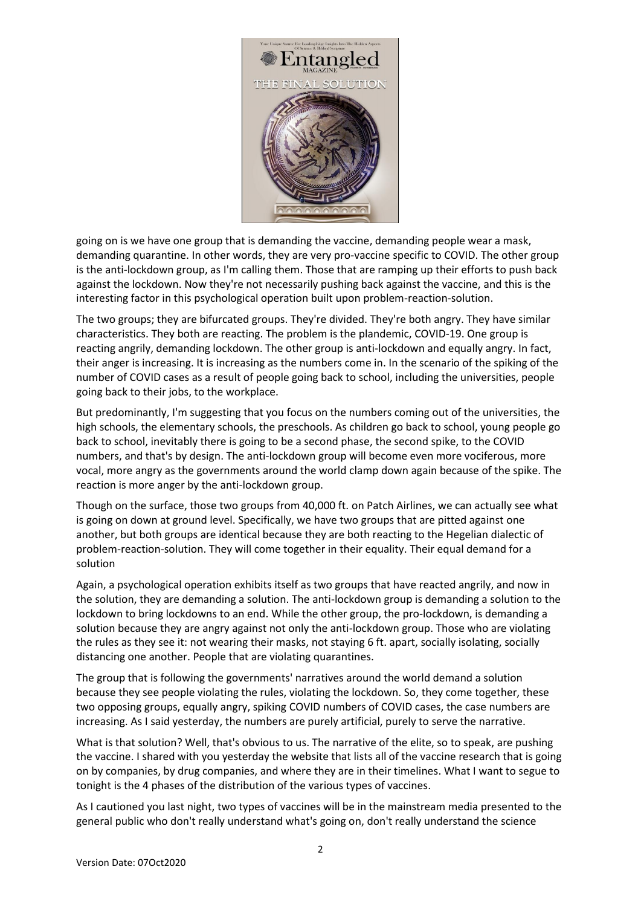going on is we have one group that is demanding the vaccine, demanding people wear a mask, demanding quarantine. In other words, they are very pro-vaccine specific to COVID. The other group is the anti-lockdown group, as I'm calling them. Those that are ramping up their efforts to push back against the lockdown. Now they're not necessarily pushing back against the vaccine, and this is the interesting factor in this psychological operation built upon problem-reaction-solution.

The two groups; they are bifurcated groups. They're divided. They're both angry. They have similar characteristics. They both are reacting. The problem is the plandemic, COVID-19. One group is reacting angrily, demanding lockdown. The other group is anti-lockdown and equally angry. In fact, their anger is increasing. It is increasing as the numbers come in. In the scenario of the spiking of the number of COVID cases as a result of people going back to school, including the universities, people going back to their jobs, to the workplace.

But predominantly, I'm suggesting that you focus on the numbers coming out of the universities, the high schools, the elementary schools, the preschools. As children go back to school, young people go back to school, inevitably there is going to be a second phase, the second spike, to the COVID numbers, and that's by design. The anti-lockdown group will become even more vociferous, more vocal, more angry as the governments around the world clamp down again because of the spike. The reaction is more anger by the anti-lockdown group.

Though on the surface, those two groups from 40,000 ft. on Patch Airlines, we can actually see what is going on down at ground level. Specifically, we have two groups that are pitted against one another, but both groups are identical because they are both reacting to the Hegelian dialectic of problem-reaction-solution. They will come together in their equality. Their equal demand for a solution

Again, a psychological operation exhibits itself as two groups that have reacted angrily, and now in the solution, they are demanding a solution. The anti-lockdown group is demanding a solution to the lockdown to bring lockdowns to an end. While the other group, the pro-lockdown, is demanding a solution because they are angry against not only the anti-lockdown group. Those who are violating the rules as they see it: not wearing their masks, not staying 6 ft. apart, socially isolating, socially distancing one another. People that are violating quarantines.

The group that is following the governments' narratives around the world demand a solution because they see people violating the rules, violating the lockdown. So, they come together, these two opposing groups, equally angry, spiking COVID numbers of COVID cases, the case numbers are increasing. As I said yesterday, the numbers are purely artificial, purely to serve the narrative.

What is that solution? Well, that's obvious to us. The narrative of the elite, so to speak, are pushing the vaccine. I shared with you yesterday the website that lists all of the vaccine research that is going on by companies, by drug companies, and where they are in their timelines. What I want to segue to tonight is the 4 phases of the distribution of the various types of vaccines.

As I cautioned you last night, two types of vaccines will be in the mainstream media presented to the general public who don't really understand what's going on, don't really understand the science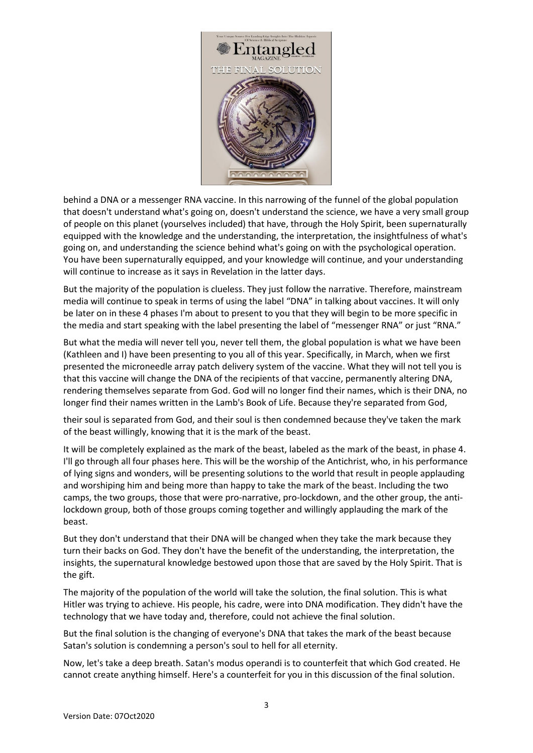behind a DNA or a messenger RNA vaccine. In this narrowing of the funnel of the global population that doesn't understand what's going on, doesn't understand the science, we have a very small group of people on this planet (yourselves included) that have, through the Holy Spirit, been supernaturally equipped with the knowledge and the understanding, the interpretation, the insightfulness of what's going on, and understanding the science behind what's going on with the psychological operation. You have been supernaturally equipped, and your knowledge will continue, and your understanding will continue to increase as it says in Revelation in the latter days.

But the majority of the population is clueless. They just follow the narrative. Therefore, mainstream media will continue to speak in terms of using the label "DNA" in talking about vaccines. It will only be later on in these 4 phases I'm about to present to you that they will begin to be more specific in the media and start speaking with the label presenting the label of "messenger RNA" or just "RNA."

But what the media will never tell you, never tell them, the global population is what we have been (Kathleen and I) have been presenting to you all of this year. Specifically, in March, when we first presented the microneedle array patch delivery system of the vaccine. What they will not tell you is that this vaccine will change the DNA of the recipients of that vaccine, permanently altering DNA, rendering themselves separate from God. God will no longer find their names, which is their DNA, no longer find their names written in the Lamb's Book of Life. Because they're separated from God,

their soul is separated from God, and their soul is then condemned because they've taken the mark of the beast willingly, knowing that it is the mark of the beast.

It will be completely explained as the mark of the beast, labeled as the mark of the beast, in phase 4. I'll go through all four phases here. This will be the worship of the Antichrist, who, in his performance of lying signs and wonders, will be presenting solutions to the world that result in people applauding and worshiping him and being more than happy to take the mark of the beast. Including the two camps, the two groups, those that were pro-narrative, pro-lockdown, and the other group, the anti-lockdown group, both of those groups coming together and willingly applauding the mark of the beast.

But they don't understand that their DNA will be changed when they take the mark because they turn their backs on God. They don't have the benefit of the understanding, the interpretation, the insights, the supernatural knowledge bestowed upon those that are saved by the Holy Spirit. That is the gift.

The majority of the population of the world will take the solution, the final solution. This is what Hitler was trying to achieve. His people, his cadre, were into DNA modification. They didn't have the technology that we have today and, therefore, could not achieve the final solution.

But the final solution is the changing of everyone's DNA that takes the mark of the beast because Satan's solution is condemning a person's soul to hell for all eternity.

Now, let's take a deep breath. Satan's modus operandi is to counterfeit that which God created. He cannot create anything himself. Here's a counterfeit for you in this discussion of the final solution.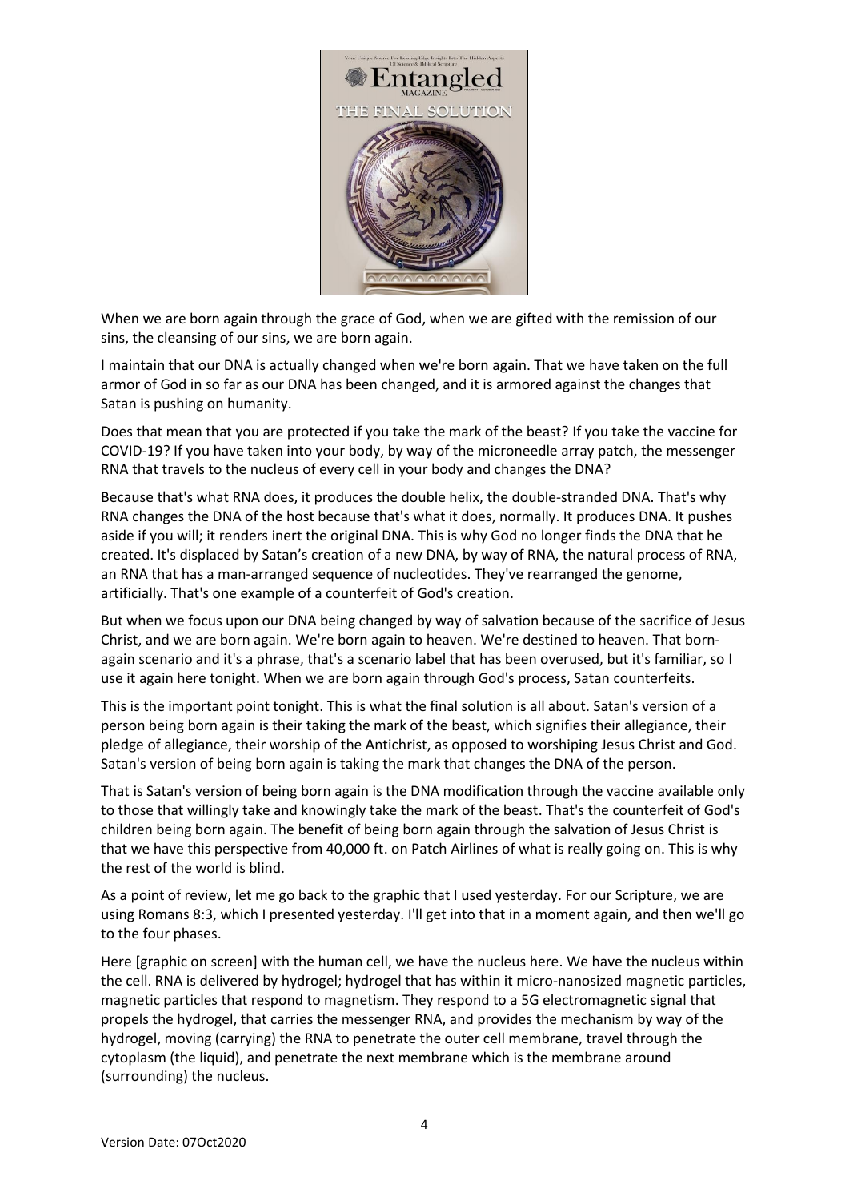When we are born again through the grace of God, when we are gifted with the remission of our sins, the cleansing of our sins, we are born again.

I maintain that our DNA is actually changed when we're born again. That we have taken on the full armor of God in so far as our DNA has been changed, and it is armored against the changes that Satan is pushing on humanity.

Does that mean that you are protected if you take the mark of the beast? If you take the vaccine for COVID-19? If you have taken into your body, by way of the microneedle array patch, the messenger RNA that travels to the nucleus of every cell in your body and changes the DNA?

Because that's what RNA does, it produces the double helix, the double-stranded DNA. That's why RNA changes the DNA of the host because that's what it does, normally. It produces DNA. It pushes aside if you will; it renders inert the original DNA. This is why God no longer finds the DNA that he created. It's displaced by Satan's creation of a new DNA, by way of RNA, the natural process of RNA, an RNA that has a man-arranged sequence of nucleotides. They've rearranged the genome, artificially. That's one example of a counterfeit of God's creation.

But when we focus upon our DNA being changed by way of salvation because of the sacrifice of Jesus Christ, and we are born again. We're born again to heaven. We're destined to heaven. That born-again scenario and it's a phrase, that's a scenario label that has been overused, but it's familiar, so I use it again here tonight. When we are born again through God's process, Satan counterfeits.

This is the important point tonight. This is what the final solution is all about. Satan's version of a person being born again is their taking the mark of the beast, which signifies their allegiance, their pledge of allegiance, their worship of the Antichrist, as opposed to worshiping Jesus Christ and God. Satan's version of being born again is taking the mark that changes the DNA of the person.

That is Satan's version of being born again is the DNA modification through the vaccine available only to those that willingly take and knowingly take the mark of the beast. That's the counterfeit of God's children being born again. The benefit of being born again through the salvation of Jesus Christ is that we have this perspective from 40,000 ft. on Patch Airlines of what is really going on. This is why the rest of the world is blind.

As a point of review, let me go back to the graphic that I used yesterday. For our Scripture, we are using Romans 8:3, which I presented yesterday. I'll get into that in a moment again, and then we'll go to the four phases.

Here [graphic on screen] with the human cell, we have the nucleus here. We have the nucleus within the cell. RNA is delivered by hydrogel; hydrogel that has within it micro-nanosized magnetic particles, magnetic particles that respond to magnetism. They respond to a 5G electromagnetic signal that propels the hydrogel, that carries the messenger RNA, and provides the mechanism by way of the hydrogel, moving (carrying) the RNA to penetrate the outer cell membrane, travel through the cytoplasm (the liquid), and penetrate the next membrane which is the membrane around (surrounding) the nucleus.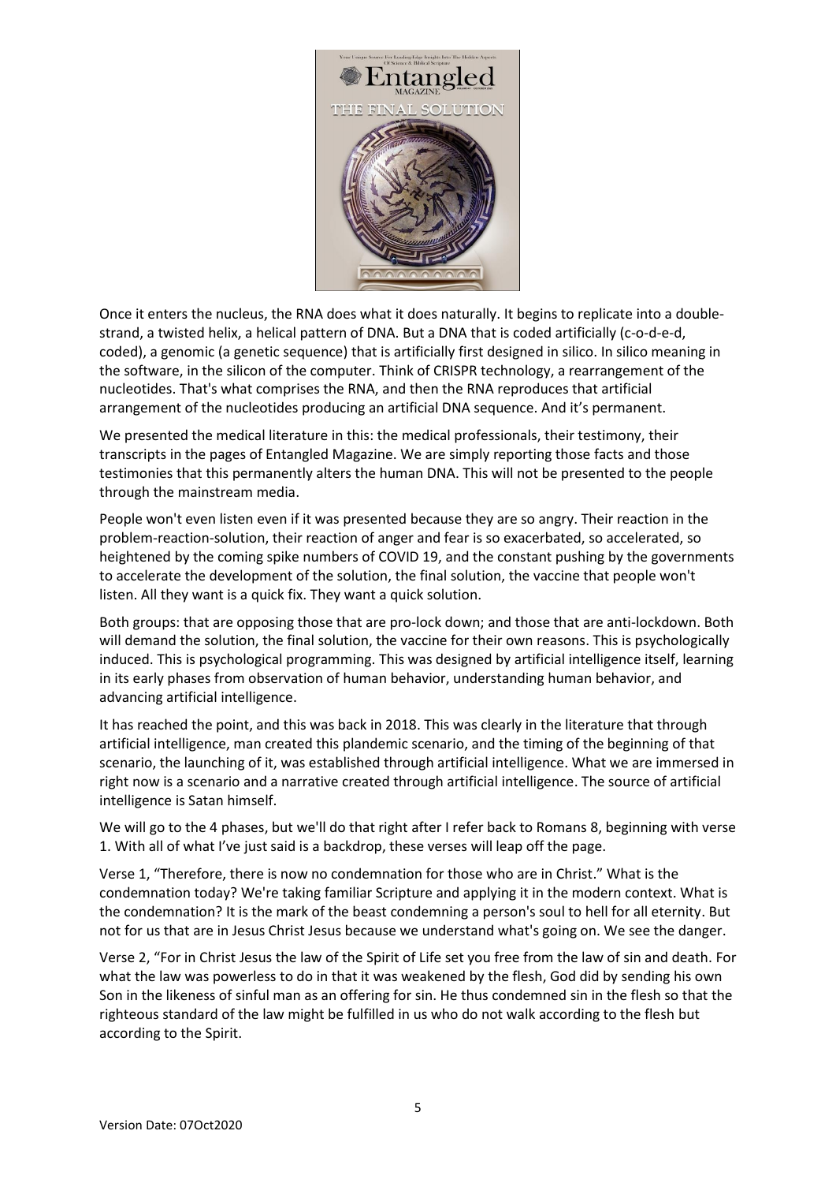Once it enters the nucleus, the RNA does what it does naturally. It begins to replicate into a double-strand, a twisted helix, a helical pattern of DNA. But a DNA that is coded artificially (c-o-d-e-d, coded), a genomic (a genetic sequence) that is artificially first designed in silico. In silico meaning in the software, in the silicon of the computer. Think of CRISPR technology, a rearrangement of the nucleotides. That's what comprises the RNA, and then the RNA reproduces that artificial arrangement of the nucleotides producing an artificial DNA sequence. And it's permanent.

We presented the medical literature in this: the medical professionals, their testimony, their transcripts in the pages of Entangled Magazine. We are simply reporting those facts and those testimonies that this permanently alters the human DNA. This will not be presented to the people through the mainstream media.

People won't even listen even if it was presented because they are so angry. Their reaction in the problem-reaction-solution, their reaction of anger and fear is so exacerbated, so accelerated, so heightened by the coming spike numbers of COVID 19, and the constant pushing by the governments to accelerate the development of the solution, the final solution, the vaccine that people won't listen. All they want is a quick fix. They want a quick solution.

Both groups: that are opposing those that are pro-lock down; and those that are anti-lockdown. Both will demand the solution, the final solution, the vaccine for their own reasons. This is psychologically induced. This is psychological programming. This was designed by artificial intelligence itself, learning in its early phases from observation of human behavior, understanding human behavior, and advancing artificial intelligence.

It has reached the point, and this was back in 2018. This was clearly in the literature that through artificial intelligence, man created this plandemic scenario, and the timing of the beginning of that scenario, the launching of it, was established through artificial intelligence. What we are immersed in right now is a scenario and a narrative created through artificial intelligence. The source of artificial intelligence is Satan himself.

We will go to the 4 phases, but we'll do that right after I refer back to Romans 8, beginning with verse 1. With all of what I've just said is a backdrop, these verses will leap off the page.

Verse 1, "Therefore, there is now no condemnation for those who are in Christ." What is the condemnation today? We're taking familiar Scripture and applying it in the modern context. What is the condemnation? It is the mark of the beast condemning a person's soul to hell for all eternity. But not for us that are in Jesus Christ Jesus because we understand what's going on. We see the danger.

Verse 2, "For in Christ Jesus the law of the Spirit of Life set you free from the law of sin and death. For what the law was powerless to do in that it was weakened by the flesh, God did by sending his own Son in the likeness of sinful man as an offering for sin. He thus condemned sin in the flesh so that the righteous standard of the law might be fulfilled in us who do not walk according to the flesh but according to the Spirit.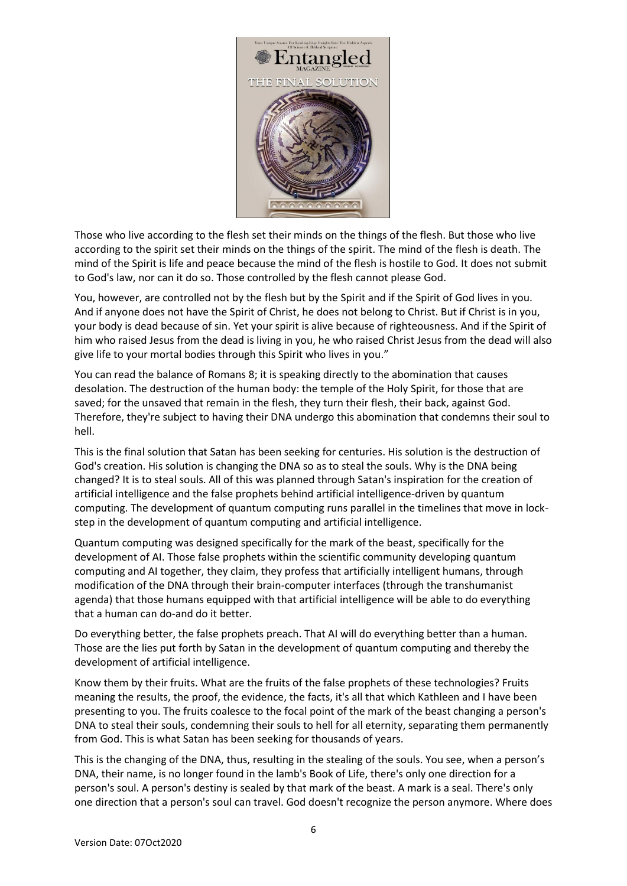Those who live according to the flesh set their minds on the things of the flesh. But those who live according to the spirit set their minds on the things of the spirit. The mind of the flesh is death. The mind of the Spirit is life and peace because the mind of the flesh is hostile to God. It does not submit to God's law, nor can it do so. Those controlled by the flesh cannot please God.

You, however, are controlled not by the flesh but by the Spirit and if the Spirit of God lives in you. And if anyone does not have the Spirit of Christ, he does not belong to Christ. But if Christ is in you, your body is dead because of sin. Yet your spirit is alive because of righteousness. And if the Spirit of him who raised Jesus from the dead is living in you, he who raised Christ Jesus from the dead will also give life to your mortal bodies through this Spirit who lives in you."

You can read the balance of Romans 8; it is speaking directly to the abomination that causes desolation. The destruction of the human body: the temple of the Holy Spirit, for those that are saved; for the unsaved that remain in the flesh, they turn their flesh, their back, against God. Therefore, they're subject to having their DNA undergo this abomination that condemns their soul to hell.

This is the final solution that Satan has been seeking for centuries. His solution is the destruction of God's creation. His solution is changing the DNA so as to steal the souls. Why is the DNA being changed? It is to steal souls. All of this was planned through Satan's inspiration for the creation of artificial intelligence and the false prophets behind artificial intelligence-driven by quantum computing. The development of quantum computing runs parallel in the timelines that move in lock-step in the development of quantum computing and artificial intelligence.

Quantum computing was designed specifically for the mark of the beast, specifically for the development of AI. Those false prophets within the scientific community developing quantum computing and AI together, they claim, they profess that artificially intelligent humans, through modification of the DNA through their brain-computer interfaces (through the transhumanist agenda) that those humans equipped with that artificial intelligence will be able to do everything that a human can do-and do it better.

Do everything better, the false prophets preach. That AI will do everything better than a human. Those are the lies put forth by Satan in the development of quantum computing and thereby the development of artificial intelligence.

Know them by their fruits. What are the fruits of the false prophets of these technologies? Fruits meaning the results, the proof, the evidence, the facts, it's all that which Kathleen and I have been presenting to you. The fruits coalesce to the focal point of the mark of the beast changing a person's DNA to steal their souls, condemning their souls to hell for all eternity, separating them permanently from God. This is what Satan has been seeking for thousands of years.

This is the changing of the DNA, thus, resulting in the stealing of the souls. You see, when a person's DNA, their name, is no longer found in the lamb's Book of Life, there's only one direction for a person's soul. A person's destiny is sealed by that mark of the beast. A mark is a seal. There's only one direction that a person's soul can travel. God doesn't recognize the person anymore. Where does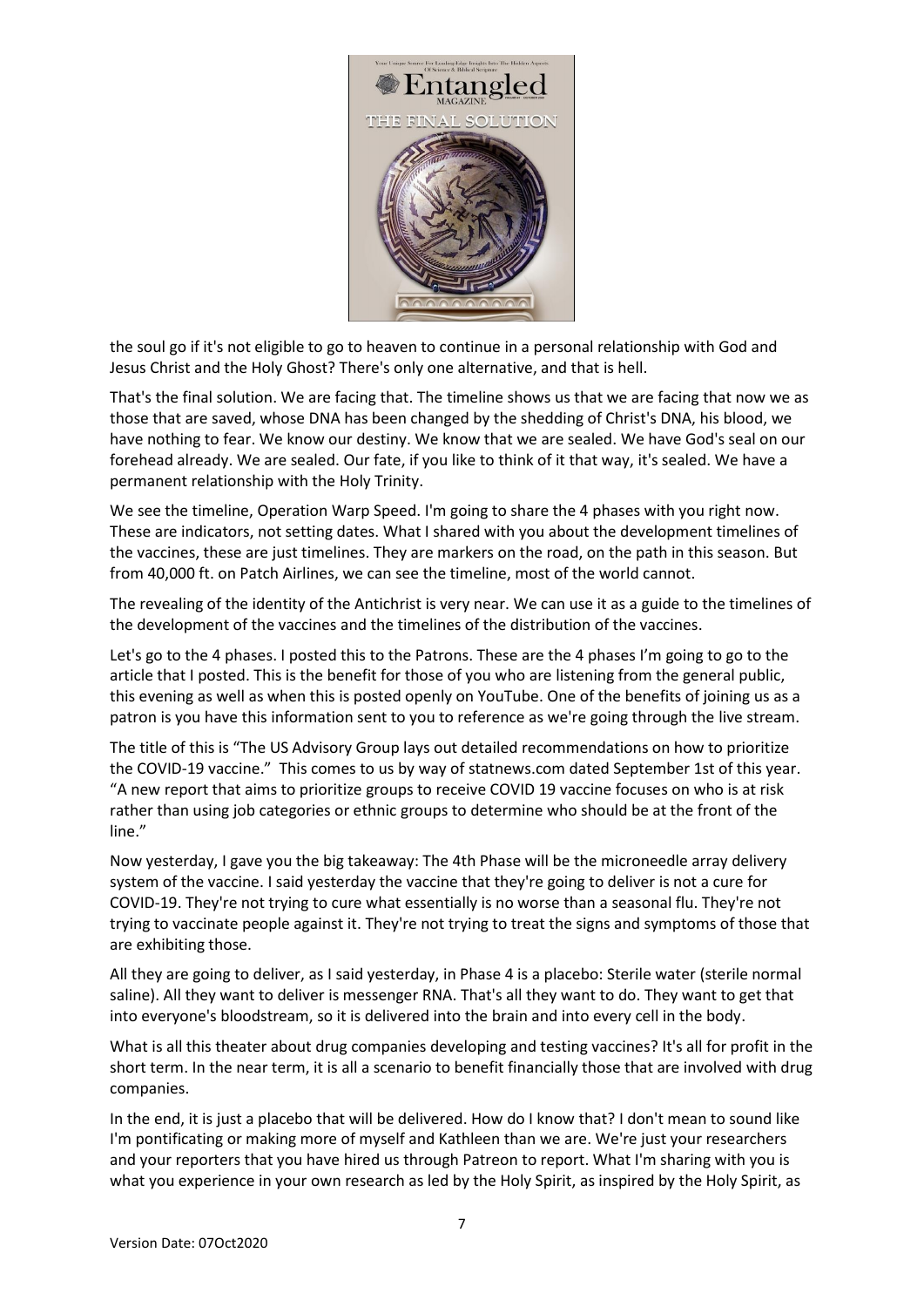the soul go if it's not eligible to go to heaven to continue in a personal relationship with God and Jesus Christ and the Holy Ghost? There's only one alternative, and that is hell.

That's the final solution. We are facing that. The timeline shows us that we are facing that now we as those that are saved, whose DNA has been changed by the shedding of Christ's DNA, his blood, we have nothing to fear. We know our destiny. We know that we are sealed. We have God's seal on our forehead already. We are sealed. Our fate, if you like to think of it that way, it's sealed. We have a permanent relationship with the Holy Trinity.

We see the timeline, Operation Warp Speed. I'm going to share the 4 phases with you right now. These are indicators, not setting dates. What I shared with you about the development timelines of the vaccines, these are just timelines. They are markers on the road, on the path in this season. But from 40,000 ft. on Patch Airlines, we can see the timeline, most of the world cannot.

The revealing of the identity of the Antichrist is very near. We can use it as a guide to the timelines of the development of the vaccines and the timelines of the distribution of the vaccines.

Let's go to the 4 phases. I posted this to the Patrons. These are the 4 phases I'm going to go to the article that I posted. This is the benefit for those of you who are listening from the general public, this evening as well as when this is posted openly on YouTube. One of the benefits of joining us as a patron is you have this information sent to you to reference as we're going through the live stream.

The title of this is "The US Advisory Group lays out detailed recommendations on how to prioritize the COVID-19 vaccine." This comes to us by way of statnews.com dated September 1st of this year. "A new report that aims to prioritize groups to receive COVID 19 vaccine focuses on who is at risk rather than using job categories or ethnic groups to determine who should be at the front of the line."

Now yesterday, I gave you the big takeaway: The 4th Phase will be the microneedle array delivery system of the vaccine. I said yesterday the vaccine that they're going to deliver is not a cure for COVID-19. They're not trying to cure what essentially is no worse than a seasonal flu. They're not trying to vaccinate people against it. They're not trying to treat the signs and symptoms of those that are exhibiting those.

All they are going to deliver, as I said yesterday, in Phase 4 is a placebo: Sterile water (sterile normal saline). All they want to deliver is messenger RNA. That's all they want to do. They want to get that into everyone's bloodstream, so it is delivered into the brain and into every cell in the body.

What is all this theater about drug companies developing and testing vaccines? It's all for profit in the short term. In the near term, it is all a scenario to benefit financially those that are involved with drug companies.

In the end, it is just a placebo that will be delivered. How do I know that? I don't mean to sound like I'm pontificating or making more of myself and Kathleen than we are. We're just your researchers and your reporters that you have hired us through Patreon to report. What I'm sharing with you is what you experience in your own research as led by the Holy Spirit, as inspired by the Holy Spirit, as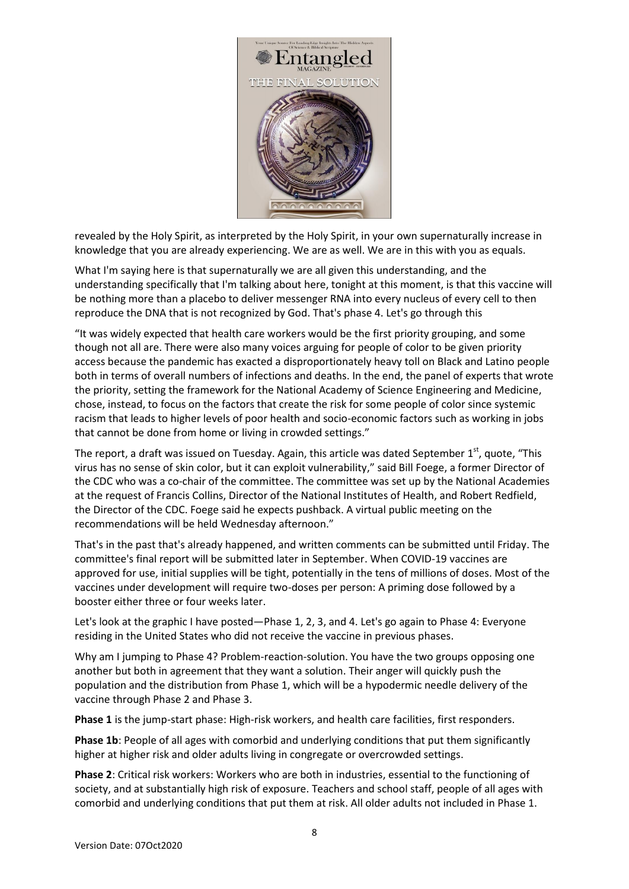revealed by the Holy Spirit, as interpreted by the Holy Spirit, in your own supernaturally increase in knowledge that you are already experiencing. We are as well. We are in this with you as equals.

What I'm saying here is that supernaturally we are all given this understanding, and the understanding specifically that I'm talking about here, tonight at this moment, is that this vaccine will be nothing more than a placebo to deliver messenger RNA into every nucleus of every cell to then reproduce the DNA that is not recognized by God. That's phase 4. Let's go through this

"It was widely expected that health care workers would be the first priority grouping, and some though not all are. There were also many voices arguing for people of color to be given priority access because the pandemic has exacted a disproportionately heavy toll on Black and Latino people both in terms of overall numbers of infections and deaths. In the end, the panel of experts that wrote the priority, setting the framework for the National Academy of Science Engineering and Medicine, chose, instead, to focus on the factors that create the risk for some people of color since systemic racism that leads to higher levels of poor health and socio-economic factors such as working in jobs that cannot be done from home or living in crowded settings."

The report, a draft was issued on Tuesday. Again, this article was dated September 1st, quote, "This virus has no sense of skin color, but it can exploit vulnerability," said Bill Foege, a former Director of the CDC who was a co-chair of the committee. The committee was set up by the National Academies at the request of Francis Collins, Director of the National Institutes of Health, and Robert Redfield, the Director of the CDC. Foege said he expects pushback. A virtual public meeting on the recommendations will be held Wednesday afternoon."

That's in the past that's already happened, and written comments can be submitted until Friday. The committee's final report will be submitted later in September. When COVID-19 vaccines are approved for use, initial supplies will be tight, potentially in the tens of millions of doses. Most of the vaccines under development will require two-doses per person: A priming dose followed by a booster either three or four weeks later.

Let's look at the graphic I have posted—Phase 1, 2, 3, and 4. Let's go again to Phase 4: Everyone residing in the United States who did not receive the vaccine in previous phases.

Why am I jumping to Phase 4? Problem-reaction-solution. You have the two groups opposing one another but both in agreement that they want a solution. Their anger will quickly push the population and the distribution from Phase 1, which will be a hypodermic needle delivery of the vaccine through Phase 2 and Phase 3.

**Phase 1** is the jump-start phase: High-risk workers, and health care facilities, first responders.

**Phase 1b**: People of all ages with comorbid and underlying conditions that put them significantly higher at higher risk and older adults living in congregate or overcrowded settings.

**Phase 2**: Critical risk workers: Workers who are both in industries, essential to the functioning of society, and at substantially high risk of exposure. Teachers and school staff, people of all ages with comorbid and underlying conditions that put them at risk. All older adults not included in Phase 1.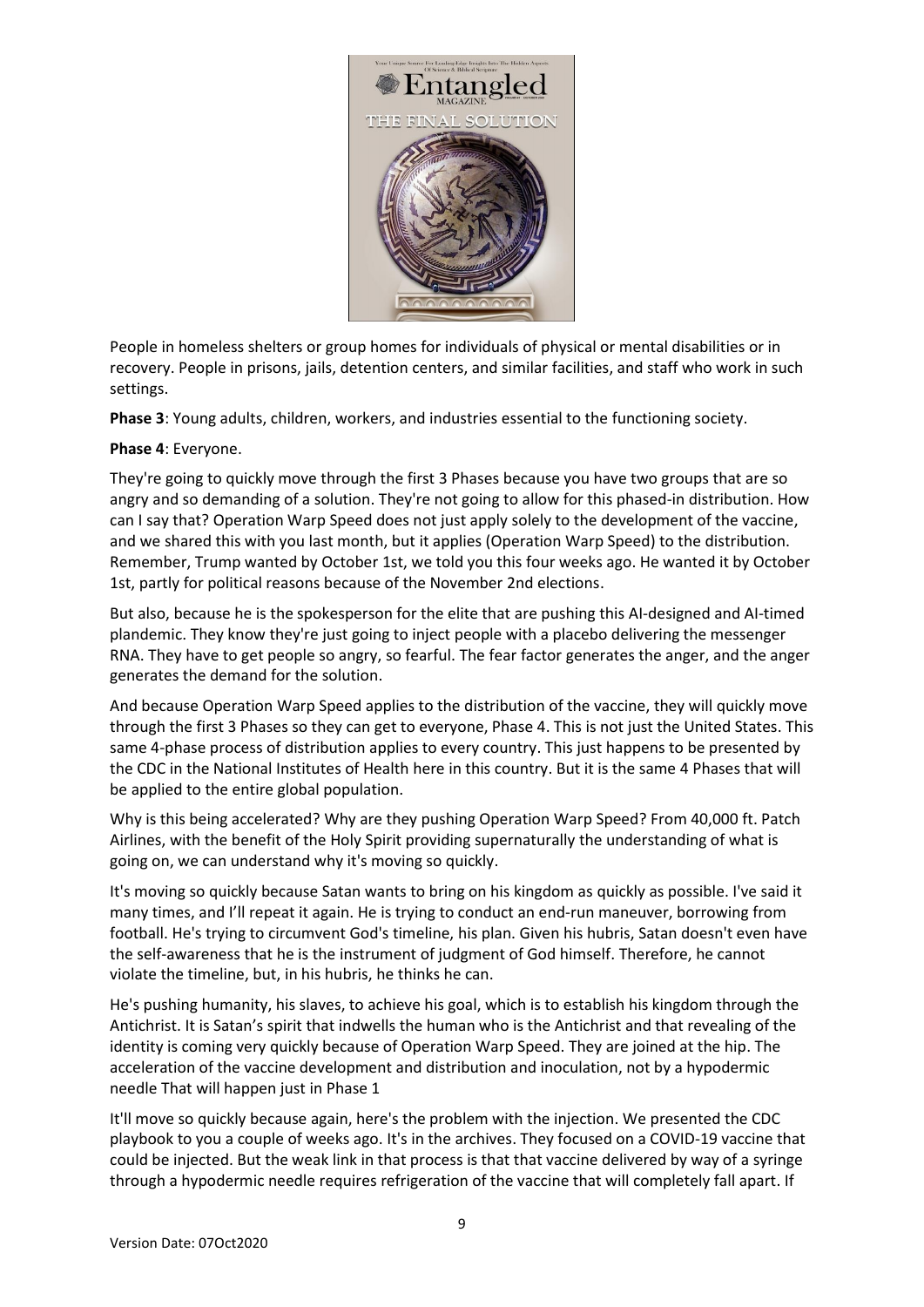People in homeless shelters or group homes for individuals of physical or mental disabilities or in recovery. People in prisons, jails, detention centers, and similar facilities, and staff who work in such settings.

**Phase 3**: Young adults, children, workers, and industries essential to the functioning society.

**Phase 4**: Everyone.

They're going to quickly move through the first 3 Phases because you have two groups that are so angry and so demanding of a solution. They're not going to allow for this phased-in distribution. How can I say that? Operation Warp Speed does not just apply solely to the development of the vaccine, and we shared this with you last month, but it applies (Operation Warp Speed) to the distribution. Remember, Trump wanted by October 1st, we told you this four weeks ago. He wanted it by October 1st, partly for political reasons because of the November 2nd elections.

But also, because he is the spokesperson for the elite that are pushing this AI-designed and AI-timed plandemic. They know they're just going to inject people with a placebo delivering the messenger RNA. They have to get people so angry, so fearful. The fear factor generates the anger, and the anger generates the demand for the solution.

And because Operation Warp Speed applies to the distribution of the vaccine, they will quickly move through the first 3 Phases so they can get to everyone, Phase 4. This is not just the United States. This same 4-phase process of distribution applies to every country. This just happens to be presented by the CDC in the National Institutes of Health here in this country. But it is the same 4 Phases that will be applied to the entire global population.

Why is this being accelerated? Why are they pushing Operation Warp Speed? From 40,000 ft. Patch Airlines, with the benefit of the Holy Spirit providing supernaturally the understanding of what is going on, we can understand why it's moving so quickly.

It's moving so quickly because Satan wants to bring on his kingdom as quickly as possible. I've said it many times, and I'll repeat it again. He is trying to conduct an end-run maneuver, borrowing from football. He's trying to circumvent God's timeline, his plan. Given his hubris, Satan doesn't even have the self-awareness that he is the instrument of judgment of God himself. Therefore, he cannot violate the timeline, but, in his hubris, he thinks he can.

He's pushing humanity, his slaves, to achieve his goal, which is to establish his kingdom through the Antichrist. It is Satan's spirit that indwells the human who is the Antichrist and that revealing of the identity is coming very quickly because of Operation Warp Speed. They are joined at the hip. The acceleration of the vaccine development and distribution and inoculation, not by a hypodermic needle That will happen just in Phase 1

It'll move so quickly because again, here's the problem with the injection. We presented the CDC playbook to you a couple of weeks ago. It's in the archives. They focused on a COVID-19 vaccine that could be injected. But the weak link in that process is that that vaccine delivered by way of a syringe through a hypodermic needle requires refrigeration of the vaccine that will completely fall apart. If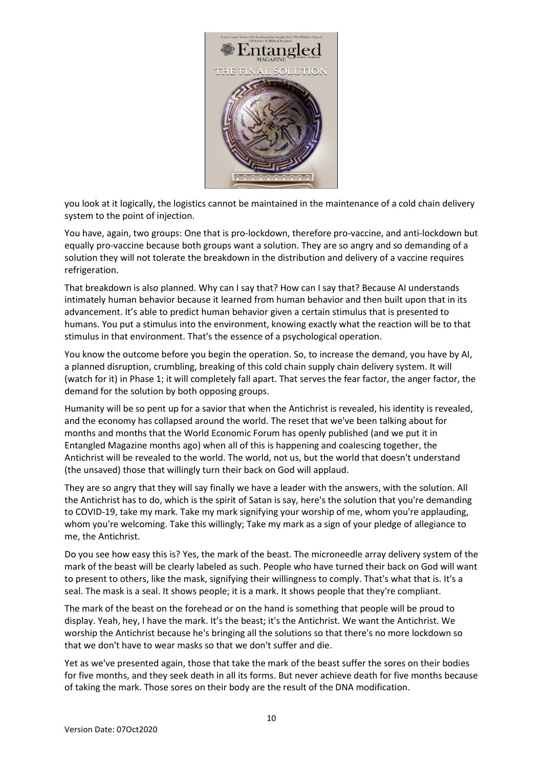you look at it logically, the logistics cannot be maintained in the maintenance of a cold chain delivery system to the point of injection.

You have, again, two groups: One that is pro-lockdown, therefore pro-vaccine, and anti-lockdown but equally pro-vaccine because both groups want a solution. They are so angry and so demanding of a solution they will not tolerate the breakdown in the distribution and delivery of a vaccine requires refrigeration.

That breakdown is also planned. Why can I say that? How can I say that? Because AI understands intimately human behavior because it learned from human behavior and then built upon that in its advancement. It's able to predict human behavior given a certain stimulus that is presented to humans. You put a stimulus into the environment, knowing exactly what the reaction will be to that stimulus in that environment. That's the essence of a psychological operation.

You know the outcome before you begin the operation. So, to increase the demand, you have by AI, a planned disruption, crumbling, breaking of this cold chain supply chain delivery system. It will (watch for it) in Phase 1; it will completely fall apart. That serves the fear factor, the anger factor, the demand for the solution by both opposing groups.

Humanity will be so pent up for a savior that when the Antichrist is revealed, his identity is revealed, and the economy has collapsed around the world. The reset that we've been talking about for months and months that the World Economic Forum has openly published (and we put it in Entangled Magazine months ago) when all of this is happening and coalescing together, the Antichrist will be revealed to the world. The world, not us, but the world that doesn't understand (the unsaved) those that willingly turn their back on God will applaud.

They are so angry that they will say finally we have a leader with the answers, with the solution. All the Antichrist has to do, which is the spirit of Satan is say, here's the solution that you're demanding to COVID-19, take my mark. Take my mark signifying your worship of me, whom you're applauding, whom you're welcoming. Take this willingly; Take my mark as a sign of your pledge of allegiance to me, the Antichrist.

Do you see how easy this is? Yes, the mark of the beast. The microneedle array delivery system of the mark of the beast will be clearly labeled as such. People who have turned their back on God will want to present to others, like the mask, signifying their willingness to comply. That's what that is. It's a seal. The mask is a seal. It shows people; it is a mark. It shows people that they're compliant.

The mark of the beast on the forehead or on the hand is something that people will be proud to display. Yeah, hey, I have the mark. It's the beast; it's the Antichrist. We want the Antichrist. We worship the Antichrist because he's bringing all the solutions so that there's no more lockdown so that we don't have to wear masks so that we don't suffer and die.

Yet as we've presented again, those that take the mark of the beast suffer the sores on their bodies for five months, and they seek death in all its forms. But never achieve death for five months because of taking the mark. Those sores on their body are the result of the DNA modification.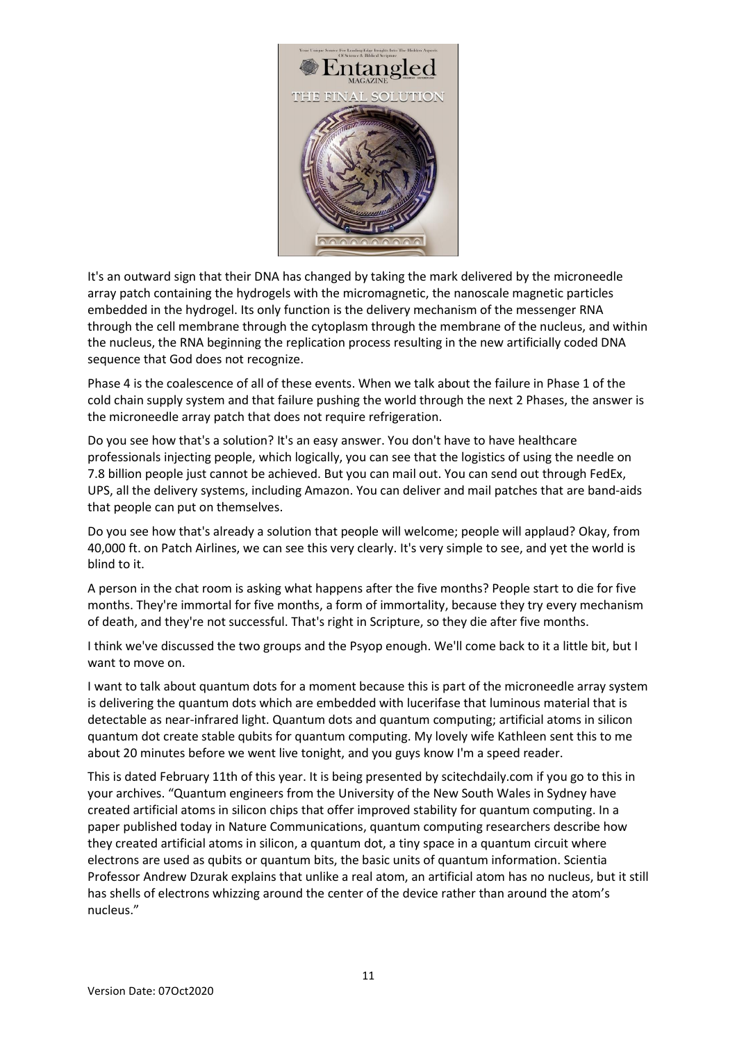It's an outward sign that their DNA has changed by taking the mark delivered by the microneedle array patch containing the hydrogels with the micromagnetic, the nanoscale magnetic particles embedded in the hydrogel. Its only function is the delivery mechanism of the messenger RNA through the cell membrane through the cytoplasm through the membrane of the nucleus, and within the nucleus, the RNA beginning the replication process resulting in the new artificially coded DNA sequence that God does not recognize.

Phase 4 is the coalescence of all of these events. When we talk about the failure in Phase 1 of the cold chain supply system and that failure pushing the world through the next 2 Phases, the answer is the microneedle array patch that does not require refrigeration.

Do you see how that's a solution? It's an easy answer. You don't have to have healthcare professionals injecting people, which logically, you can see that the logistics of using the needle on 7.8 billion people just cannot be achieved. But you can mail out. You can send out through FedEx, UPS, all the delivery systems, including Amazon. You can deliver and mail patches that are band-aids that people can put on themselves.

Do you see how that's already a solution that people will welcome; people will applaud? Okay, from 40,000 ft. on Patch Airlines, we can see this very clearly. It's very simple to see, and yet the world is blind to it.

A person in the chat room is asking what happens after the five months? People start to die for five months. They're immortal for five months, a form of immortality, because they try every mechanism of death, and they're not successful. That's right in Scripture, so they die after five months.

I think we've discussed the two groups and the Psyop enough. We'll come back to it a little bit, but I want to move on.

I want to talk about quantum dots for a moment because this is part of the microneedle array system is delivering the quantum dots which are embedded with lucerifase that luminous material that is detectable as near-infrared light. Quantum dots and quantum computing; artificial atoms in silicon quantum dot create stable qubits for quantum computing. My lovely wife Kathleen sent this to me about 20 minutes before we went live tonight, and you guys know I'm a speed reader.

This is dated February 11th of this year. It is being presented by scitechdaily.com if you go to this in your archives. "Quantum engineers from the University of the New South Wales in Sydney have created artificial atoms in silicon chips that offer improved stability for quantum computing. In a paper published today in Nature Communications, quantum computing researchers describe how they created artificial atoms in silicon, a quantum dot, a tiny space in a quantum circuit where electrons are used as qubits or quantum bits, the basic units of quantum information. Scientia Professor Andrew Dzurak explains that unlike a real atom, an artificial atom has no nucleus, but it still has shells of electrons whizzing around the center of the device rather than around the atom's nucleus."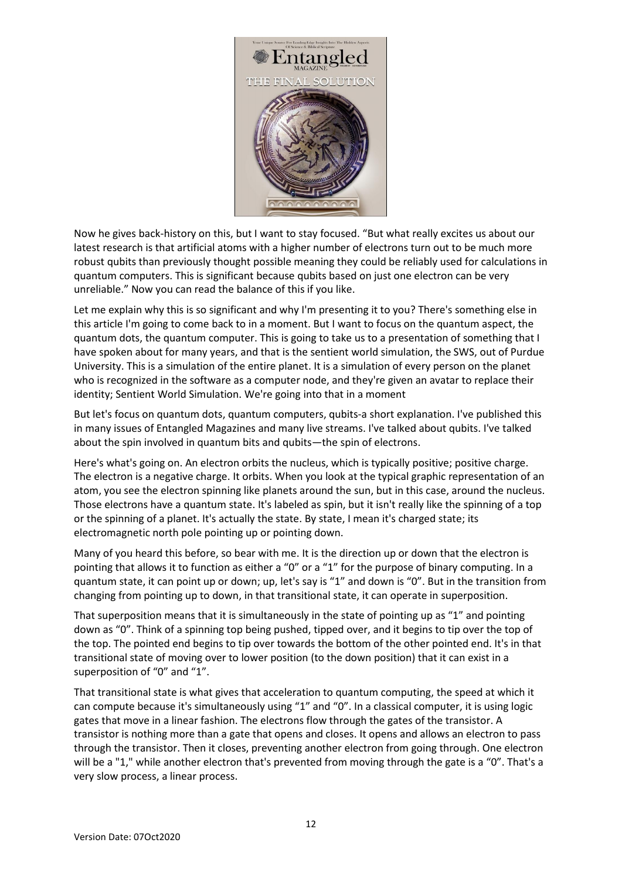Now he gives back-history on this, but I want to stay focused. "But what really excites us about our latest research is that artificial atoms with a higher number of electrons turn out to be much more robust qubits than previously thought possible meaning they could be reliably used for calculations in quantum computers. This is significant because qubits based on just one electron can be very unreliable." Now you can read the balance of this if you like.

Let me explain why this is so significant and why I'm presenting it to you? There's something else in this article I'm going to come back to in a moment. But I want to focus on the quantum aspect, the quantum dots, the quantum computer. This is going to take us to a presentation of something that I have spoken about for many years, and that is the sentient world simulation, the SWS, out of Purdue University. This is a simulation of the entire planet. It is a simulation of every person on the planet who is recognized in the software as a computer node, and they're given an avatar to replace their identity; Sentient World Simulation. We're going into that in a moment

But let's focus on quantum dots, quantum computers, qubits-a short explanation. I've published this in many issues of Entangled Magazines and many live streams. I've talked about qubits. I've talked about the spin involved in quantum bits and qubits—the spin of electrons.

Here's what's going on. An electron orbits the nucleus, which is typically positive; positive charge. The electron is a negative charge. It orbits. When you look at the typical graphic representation of an atom, you see the electron spinning like planets around the sun, but in this case, around the nucleus. Those electrons have a quantum state. It's labeled as spin, but it isn't really like the spinning of a top or the spinning of a planet. It's actually the state. By state, I mean it's charged state; its electromagnetic north pole pointing up or pointing down.

Many of you heard this before, so bear with me. It is the direction up or down that the electron is pointing that allows it to function as either a "0" or a "1" for the purpose of binary computing. In a quantum state, it can point up or down; up, let's say is "1" and down is "0". But in the transition from changing from pointing up to down, in that transitional state, it can operate in superposition.

That superposition means that it is simultaneously in the state of pointing up as "1" and pointing down as "0". Think of a spinning top being pushed, tipped over, and it begins to tip over the top of the top. The pointed end begins to tip over towards the bottom of the other pointed end. It's in that transitional state of moving over to lower position (to the down position) that it can exist in a superposition of "0" and "1".

That transitional state is what gives that acceleration to quantum computing, the speed at which it can compute because it's simultaneously using "1" and "0". In a classical computer, it is using logic gates that move in a linear fashion. The electrons flow through the gates of the transistor. A transistor is nothing more than a gate that opens and closes. It opens and allows an electron to pass through the transistor. Then it closes, preventing another electron from going through. One electron will be a "1," while another electron that's prevented from moving through the gate is a "0". That's a very slow process, a linear process.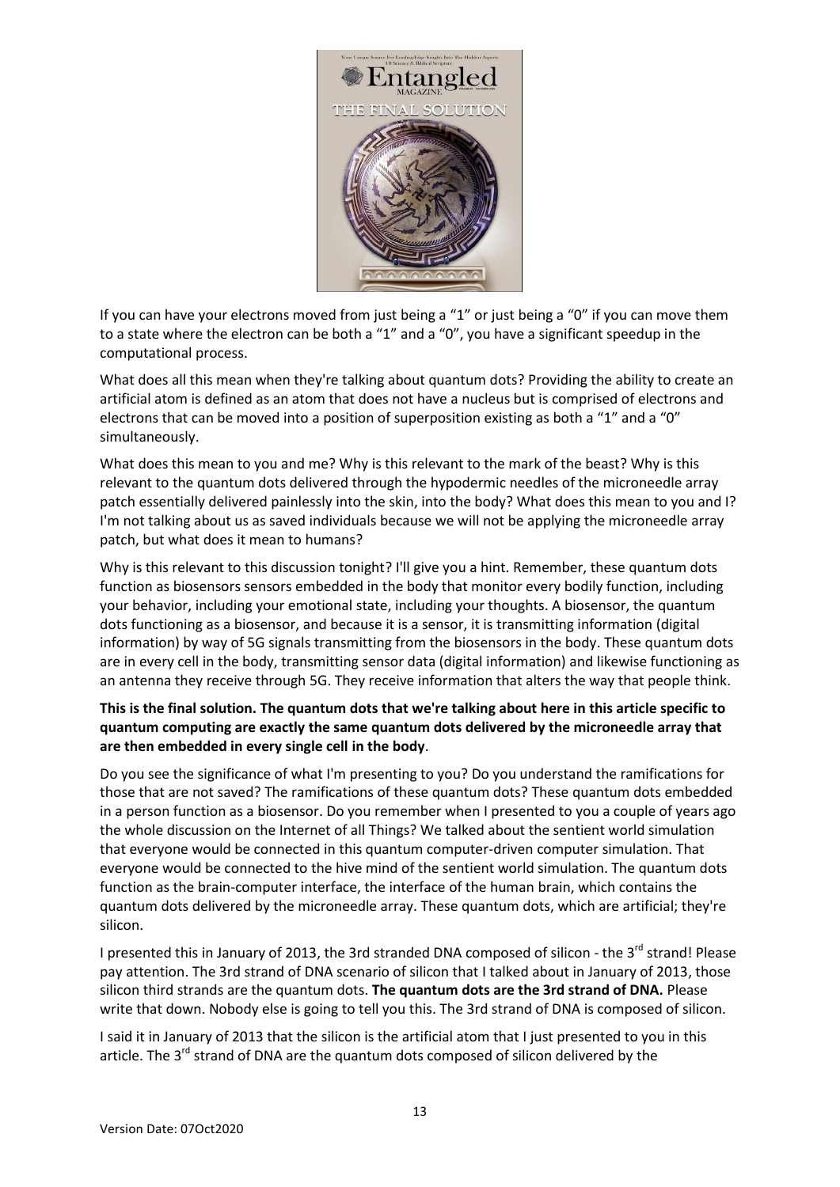If you can have your electrons moved from just being a "1" or just being a "0" if you can move them to a state where the electron can be both a "1" and a "0", you have a significant speedup in the computational process.

What does all this mean when they're talking about quantum dots? Providing the ability to create an artificial atom is defined as an atom that does not have a nucleus but is comprised of electrons and electrons that can be moved into a position of superposition existing as both a "1" and a "0" simultaneously.

What does this mean to you and me? Why is this relevant to the mark of the beast? Why is this relevant to the quantum dots delivered through the hypodermic needles of the microneedle array patch essentially delivered painlessly into the skin, into the body? What does this mean to you and I? I'm not talking about us as saved individuals because we will not be applying the microneedle array patch, but what does it mean to humans?

Why is this relevant to this discussion tonight? I'll give you a hint. Remember, these quantum dots function as biosensors sensors embedded in the body that monitor every bodily function, including your behavior, including your emotional state, including your thoughts. A biosensor, the quantum dots functioning as a biosensor, and because it is a sensor, it is transmitting information (digital information) by way of 5G signals transmitting from the biosensors in the body. These quantum dots are in every cell in the body, transmitting sensor data (digital information) and likewise functioning as an antenna they receive through 5G. They receive information that alters the way that people think.

**This is the final solution. The quantum dots that we're talking about here in this article specific to quantum computing are exactly the same quantum dots delivered by the microneedle array that are then embedded in every single cell in the body**.

Do you see the significance of what I'm presenting to you? Do you understand the ramifications for those that are not saved? The ramifications of these quantum dots? These quantum dots embedded in a person function as a biosensor. Do you remember when I presented to you a couple of years ago the whole discussion on the Internet of all Things? We talked about the sentient world simulation that everyone would be connected in this quantum computer-driven computer simulation. That everyone would be connected to the hive mind of the sentient world simulation. The quantum dots function as the brain-computer interface, the interface of the human brain, which contains the quantum dots delivered by the microneedle array. These quantum dots, which are artificial; they're silicon.

I presented this in January of 2013, the 3rd stranded DNA composed of silicon - the 3rd strand! Please pay attention. The 3rd strand of DNA scenario of silicon that I talked about in January of 2013, those silicon third strands are the quantum dots. **The quantum dots are the 3rd strand of DNA.** Please write that down. Nobody else is going to tell you this. The 3rd strand of DNA is composed of silicon.

I said it in January of 2013 that the silicon is the artificial atom that I just presented to you in this article. The 3rd strand of DNA are the quantum dots composed of silicon delivered by the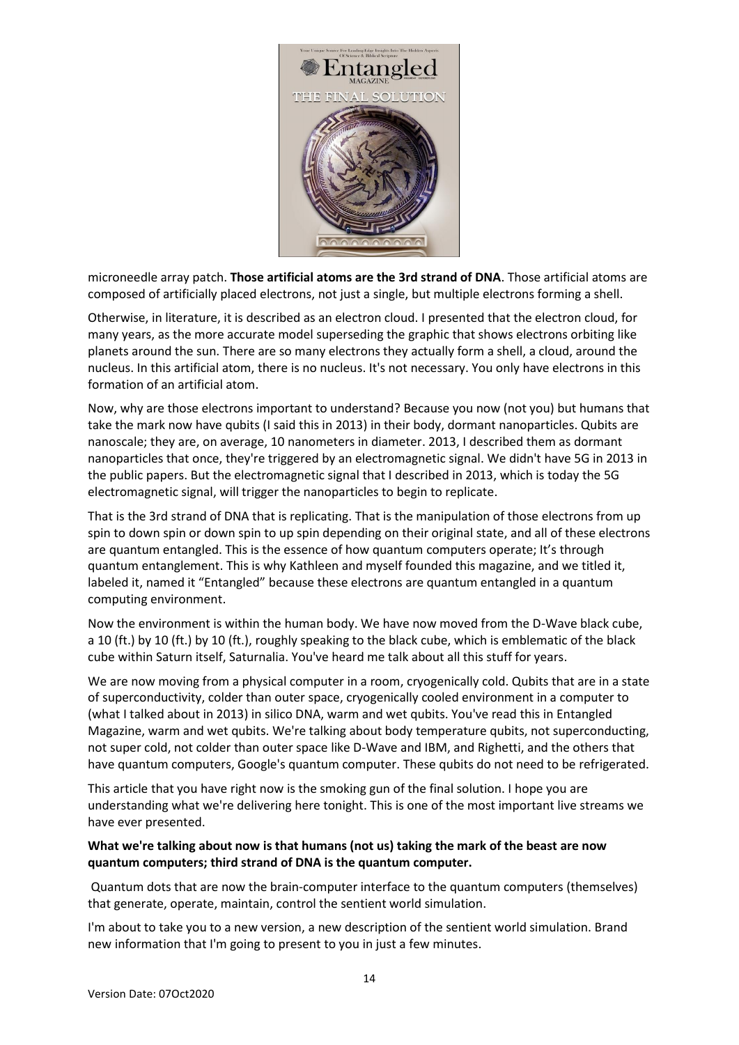microneedle array patch. **Those artificial atoms are the 3rd strand of DNA**. Those artificial atoms are composed of artificially placed electrons, not just a single, but multiple electrons forming a shell.

Otherwise, in literature, it is described as an electron cloud. I presented that the electron cloud, for many years, as the more accurate model superseding the graphic that shows electrons orbiting like planets around the sun. There are so many electrons they actually form a shell, a cloud, around the nucleus. In this artificial atom, there is no nucleus. It's not necessary. You only have electrons in this formation of an artificial atom.

Now, why are those electrons important to understand? Because you now (not you) but humans that take the mark now have qubits (I said this in 2013) in their body, dormant nanoparticles. Qubits are nanoscale; they are, on average, 10 nanometers in diameter. 2013, I described them as dormant nanoparticles that once, they're triggered by an electromagnetic signal. We didn't have 5G in 2013 in the public papers. But the electromagnetic signal that I described in 2013, which is today the 5G electromagnetic signal, will trigger the nanoparticles to begin to replicate.

That is the 3rd strand of DNA that is replicating. That is the manipulation of those electrons from up spin to down spin or down spin to up spin depending on their original state, and all of these electrons are quantum entangled. This is the essence of how quantum computers operate; It's through quantum entanglement. This is why Kathleen and myself founded this magazine, and we titled it, labeled it, named it "Entangled" because these electrons are quantum entangled in a quantum computing environment.

Now the environment is within the human body. We have now moved from the D-Wave black cube, a 10 (ft.) by 10 (ft.) by 10 (ft.), roughly speaking to the black cube, which is emblematic of the black cube within Saturn itself, Saturnalia. You've heard me talk about all this stuff for years.

We are now moving from a physical computer in a room, cryogenically cold. Qubits that are in a state of superconductivity, colder than outer space, cryogenically cooled environment in a computer to (what I talked about in 2013) in silico DNA, warm and wet qubits. You've read this in Entangled Magazine, warm and wet qubits. We're talking about body temperature qubits, not superconducting, not super cold, not colder than outer space like D-Wave and IBM, and Righetti, and the others that have quantum computers, Google's quantum computer. These qubits do not need to be refrigerated.

This article that you have right now is the smoking gun of the final solution. I hope you are understanding what we're delivering here tonight. This is one of the most important live streams we have ever presented.

**What we're talking about now is that humans (not us) taking the mark of the beast are now quantum computers; third strand of DNA is the quantum computer.**

Quantum dots that are now the brain-computer interface to the quantum computers (themselves) that generate, operate, maintain, control the sentient world simulation.

I'm about to take you to a new version, a new description of the sentient world simulation. Brand new information that I'm going to present to you in just a few minutes.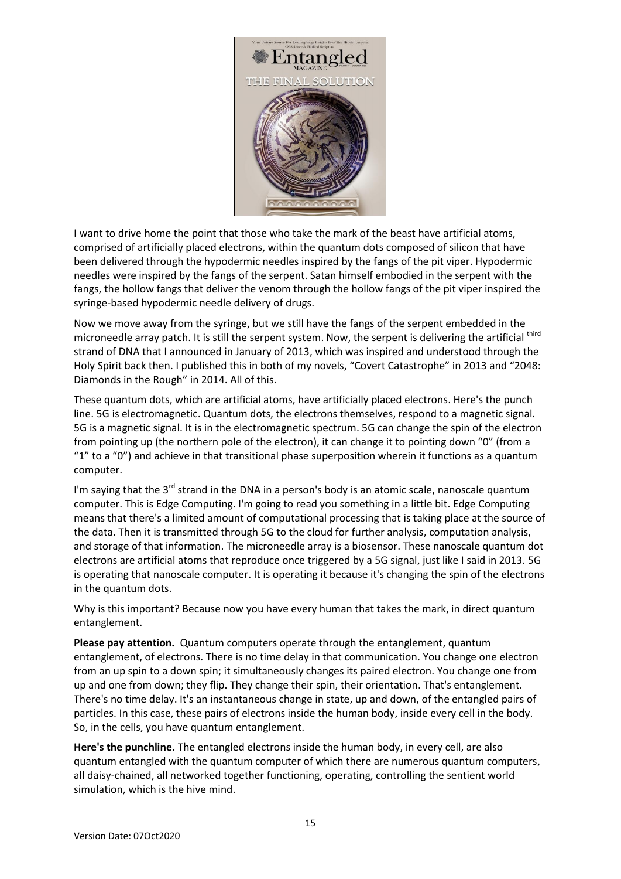I want to drive home the point that those who take the mark of the beast have artificial atoms, comprised of artificially placed electrons, within the quantum dots composed of silicon that have been delivered through the hypodermic needles inspired by the fangs of the pit viper. Hypodermic needles were inspired by the fangs of the serpent. Satan himself embodied in the serpent with the fangs, the hollow fangs that deliver the venom through the hollow fangs of the pit viper inspired the syringe-based hypodermic needle delivery of drugs.

Now we move away from the syringe, but we still have the fangs of the serpent embedded in the microneedle array patch. It is still the serpent system. Now, the serpent is delivering the artificial third strand of DNA that I announced in January of 2013, which was inspired and understood through the Holy Spirit back then. I published this in both of my novels, "Covert Catastrophe" in 2013 and "2048: Diamonds in the Rough" in 2014. All of this.

These quantum dots, which are artificial atoms, have artificially placed electrons. Here's the punch line. 5G is electromagnetic. Quantum dots, the electrons themselves, respond to a magnetic signal. 5G is a magnetic signal. It is in the electromagnetic spectrum. 5G can change the spin of the electron from pointing up (the northern pole of the electron), it can change it to pointing down "0" (from a "1" to a "0") and achieve in that transitional phase superposition wherein it functions as a quantum computer.

I'm saying that the 3rd strand in the DNA in a person's body is an atomic scale, nanoscale quantum computer. This is Edge Computing. I'm going to read you something in a little bit. Edge Computing means that there's a limited amount of computational processing that is taking place at the source of the data. Then it is transmitted through 5G to the cloud for further analysis, computation analysis, and storage of that information. The microneedle array is a biosensor. These nanoscale quantum dot electrons are artificial atoms that reproduce once triggered by a 5G signal, just like I said in 2013. 5G is operating that nanoscale computer. It is operating it because it's changing the spin of the electrons in the quantum dots.

Why is this important? Because now you have every human that takes the mark, in direct quantum entanglement.

**Please pay attention.** Quantum computers operate through the entanglement, quantum entanglement, of electrons. There is no time delay in that communication. You change one electron from an up spin to a down spin; it simultaneously changes its paired electron. You change one from up and one from down; they flip. They change their spin, their orientation. That's entanglement. There's no time delay. It's an instantaneous change in state, up and down, of the entangled pairs of particles. In this case, these pairs of electrons inside the human body, inside every cell in the body. So, in the cells, you have quantum entanglement.

**Here's the punchline.** The entangled electrons inside the human body, in every cell, are also quantum entangled with the quantum computer of which there are numerous quantum computers, all daisy-chained, all networked together functioning, operating, controlling the sentient world simulation, which is the hive mind.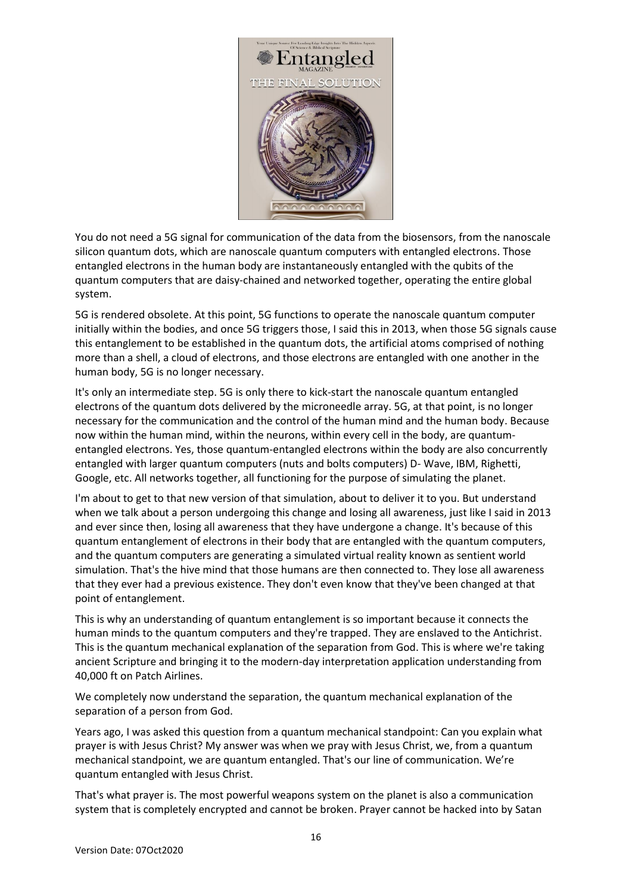You do not need a 5G signal for communication of the data from the biosensors, from the nanoscale silicon quantum dots, which are nanoscale quantum computers with entangled electrons. Those entangled electrons in the human body are instantaneously entangled with the qubits of the quantum computers that are daisy-chained and networked together, operating the entire global system.

5G is rendered obsolete. At this point, 5G functions to operate the nanoscale quantum computer initially within the bodies, and once 5G triggers those, I said this in 2013, when those 5G signals cause this entanglement to be established in the quantum dots, the artificial atoms comprised of nothing more than a shell, a cloud of electrons, and those electrons are entangled with one another in the human body, 5G is no longer necessary.

It's only an intermediate step. 5G is only there to kick-start the nanoscale quantum entangled electrons of the quantum dots delivered by the microneedle array. 5G, at that point, is no longer necessary for the communication and the control of the human mind and the human body. Because now within the human mind, within the neurons, within every cell in the body, are quantum-entangled electrons. Yes, those quantum-entangled electrons within the body are also concurrently entangled with larger quantum computers (nuts and bolts computers) D- Wave, IBM, Righetti, Google, etc. All networks together, all functioning for the purpose of simulating the planet.

I'm about to get to that new version of that simulation, about to deliver it to you. But understand when we talk about a person undergoing this change and losing all awareness, just like I said in 2013 and ever since then, losing all awareness that they have undergone a change. It's because of this quantum entanglement of electrons in their body that are entangled with the quantum computers, and the quantum computers are generating a simulated virtual reality known as sentient world simulation. That's the hive mind that those humans are then connected to. They lose all awareness that they ever had a previous existence. They don't even know that they've been changed at that point of entanglement.

This is why an understanding of quantum entanglement is so important because it connects the human minds to the quantum computers and they're trapped. They are enslaved to the Antichrist. This is the quantum mechanical explanation of the separation from God. This is where we're taking ancient Scripture and bringing it to the modern-day interpretation application understanding from 40,000 ft on Patch Airlines.

We completely now understand the separation, the quantum mechanical explanation of the separation of a person from God.

Years ago, I was asked this question from a quantum mechanical standpoint: Can you explain what prayer is with Jesus Christ? My answer was when we pray with Jesus Christ, we, from a quantum mechanical standpoint, we are quantum entangled. That's our line of communication. We're quantum entangled with Jesus Christ.

That's what prayer is. The most powerful weapons system on the planet is also a communication system that is completely encrypted and cannot be broken. Prayer cannot be hacked into by Satan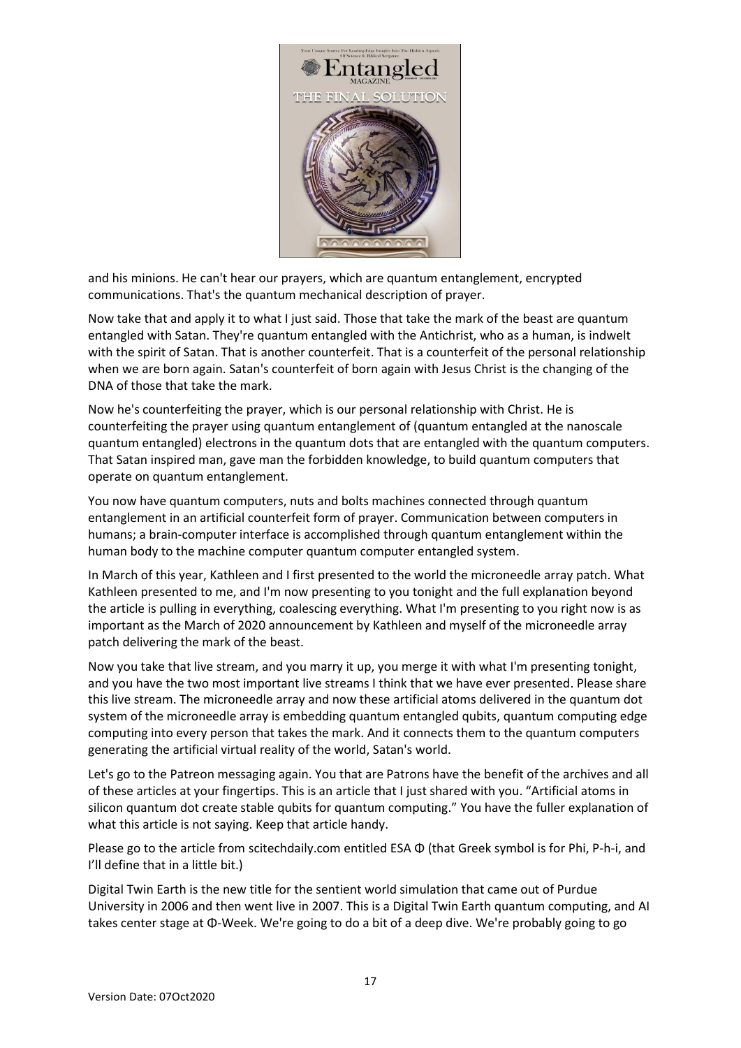and his minions. He can't hear our prayers, which are quantum entanglement, encrypted communications. That's the quantum mechanical description of prayer.

Now take that and apply it to what I just said. Those that take the mark of the beast are quantum entangled with Satan. They're quantum entangled with the Antichrist, who as a human, is indwelt with the spirit of Satan. That is another counterfeit. That is a counterfeit of the personal relationship when we are born again. Satan's counterfeit of born again with Jesus Christ is the changing of the DNA of those that take the mark.

Now he's counterfeiting the prayer, which is our personal relationship with Christ. He is counterfeiting the prayer using quantum entanglement of (quantum entangled at the nanoscale quantum entangled) electrons in the quantum dots that are entangled with the quantum computers. That Satan inspired man, gave man the forbidden knowledge, to build quantum computers that operate on quantum entanglement.

You now have quantum computers, nuts and bolts machines connected through quantum entanglement in an artificial counterfeit form of prayer. Communication between computers in humans; a brain-computer interface is accomplished through quantum entanglement within the human body to the machine computer quantum computer entangled system.

In March of this year, Kathleen and I first presented to the world the microneedle array patch. What Kathleen presented to me, and I'm now presenting to you tonight and the full explanation beyond the article is pulling in everything, coalescing everything. What I'm presenting to you right now is as important as the March of 2020 announcement by Kathleen and myself of the microneedle array patch delivering the mark of the beast.

Now you take that live stream, and you marry it up, you merge it with what I'm presenting tonight, and you have the two most important live streams I think that we have ever presented. Please share this live stream. The microneedle array and now these artificial atoms delivered in the quantum dot system of the microneedle array is embedding quantum entangled qubits, quantum computing edge computing into every person that takes the mark. And it connects them to the quantum computers generating the artificial virtual reality of the world, Satan's world.

Let's go to the Patreon messaging again. You that are Patrons have the benefit of the archives and all of these articles at your fingertips. This is an article that I just shared with you. "Artificial atoms in silicon quantum dot create stable qubits for quantum computing." You have the fuller explanation of what this article is not saying. Keep that article handy.

Please go to the article from scitechdaily.com entitled ESA Φ (that Greek symbol is for Phi, P-h-i, and I'll define that in a little bit.)

Digital Twin Earth is the new title for the sentient world simulation that came out of Purdue University in 2006 and then went live in 2007. This is a Digital Twin Earth quantum computing, and AI takes center stage at Φ-Week. We're going to do a bit of a deep dive. We're probably going to go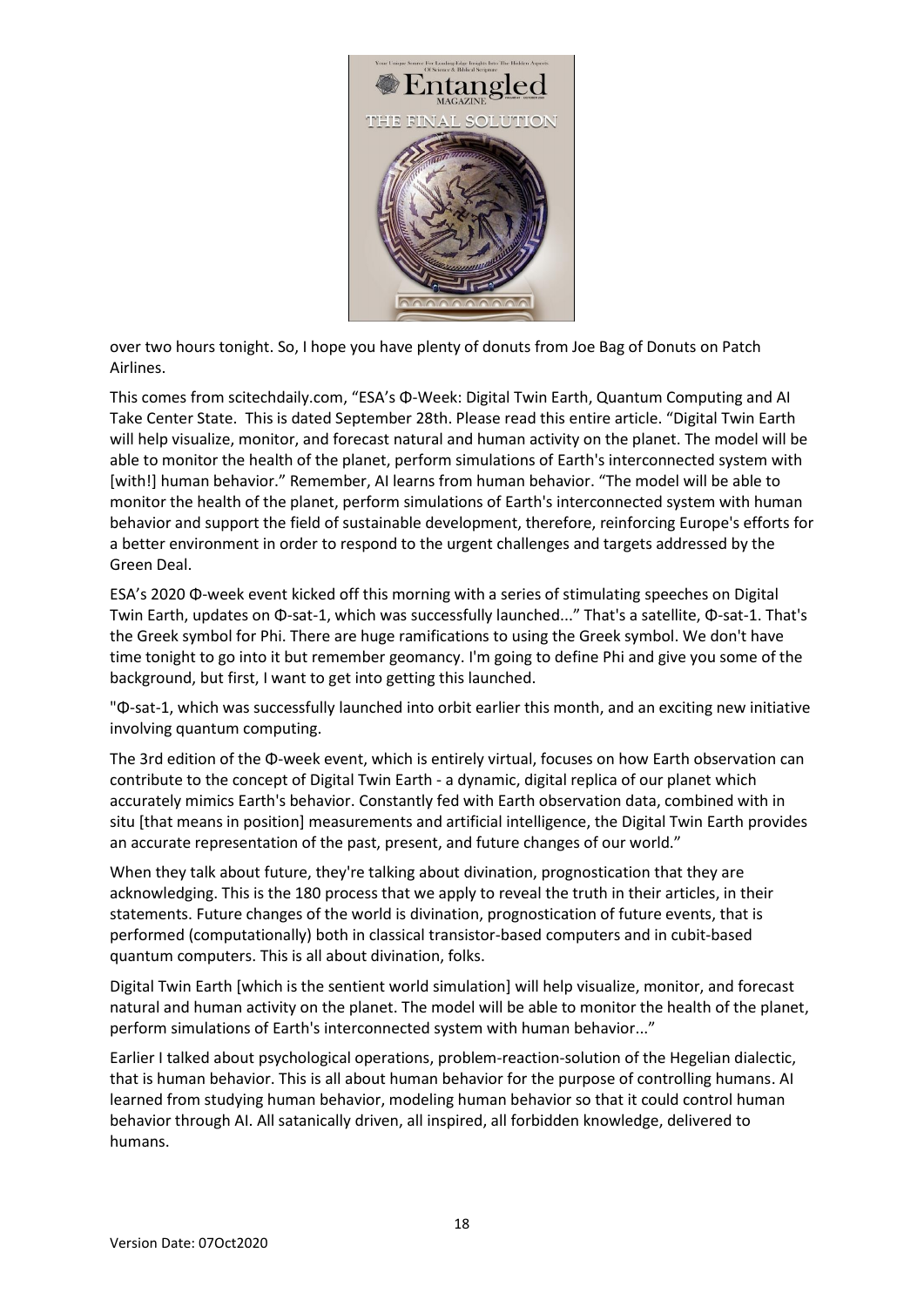over two hours tonight. So, I hope you have plenty of donuts from Joe Bag of Donuts on Patch Airlines.

This comes from scitechdaily.com, "ESA's Φ-Week: Digital Twin Earth, Quantum Computing and AI Take Center State. This is dated September 28th. Please read this entire article. "Digital Twin Earth will help visualize, monitor, and forecast natural and human activity on the planet. The model will be able to monitor the health of the planet, perform simulations of Earth's interconnected system with [with!] human behavior." Remember, AI learns from human behavior. "The model will be able to monitor the health of the planet, perform simulations of Earth's interconnected system with human behavior and support the field of sustainable development, therefore, reinforcing Europe's efforts for a better environment in order to respond to the urgent challenges and targets addressed by the Green Deal.

ESA's 2020 Φ-week event kicked off this morning with a series of stimulating speeches on Digital Twin Earth, updates on Φ-sat-1, which was successfully launched..." That's a satellite, Φ-sat-1. That's the Greek symbol for Phi. There are huge ramifications to using the Greek symbol. We don't have time tonight to go into it but remember geomancy. I'm going to define Phi and give you some of the background, but first, I want to get into getting this launched.

"Φ-sat-1, which was successfully launched into orbit earlier this month, and an exciting new initiative involving quantum computing.

The 3rd edition of the Φ-week event, which is entirely virtual, focuses on how Earth observation can contribute to the concept of Digital Twin Earth - a dynamic, digital replica of our planet which accurately mimics Earth's behavior. Constantly fed with Earth observation data, combined with in situ [that means in position] measurements and artificial intelligence, the Digital Twin Earth provides an accurate representation of the past, present, and future changes of our world."

When they talk about future, they're talking about divination, prognostication that they are acknowledging. This is the 180 process that we apply to reveal the truth in their articles, in their statements. Future changes of the world is divination, prognostication of future events, that is performed (computationally) both in classical transistor-based computers and in cubit-based quantum computers. This is all about divination, folks.

Digital Twin Earth [which is the sentient world simulation] will help visualize, monitor, and forecast natural and human activity on the planet. The model will be able to monitor the health of the planet, perform simulations of Earth's interconnected system with human behavior..."

Earlier I talked about psychological operations, problem-reaction-solution of the Hegelian dialectic, that is human behavior. This is all about human behavior for the purpose of controlling humans. AI learned from studying human behavior, modeling human behavior so that it could control human behavior through AI. All satanically driven, all inspired, all forbidden knowledge, delivered to humans.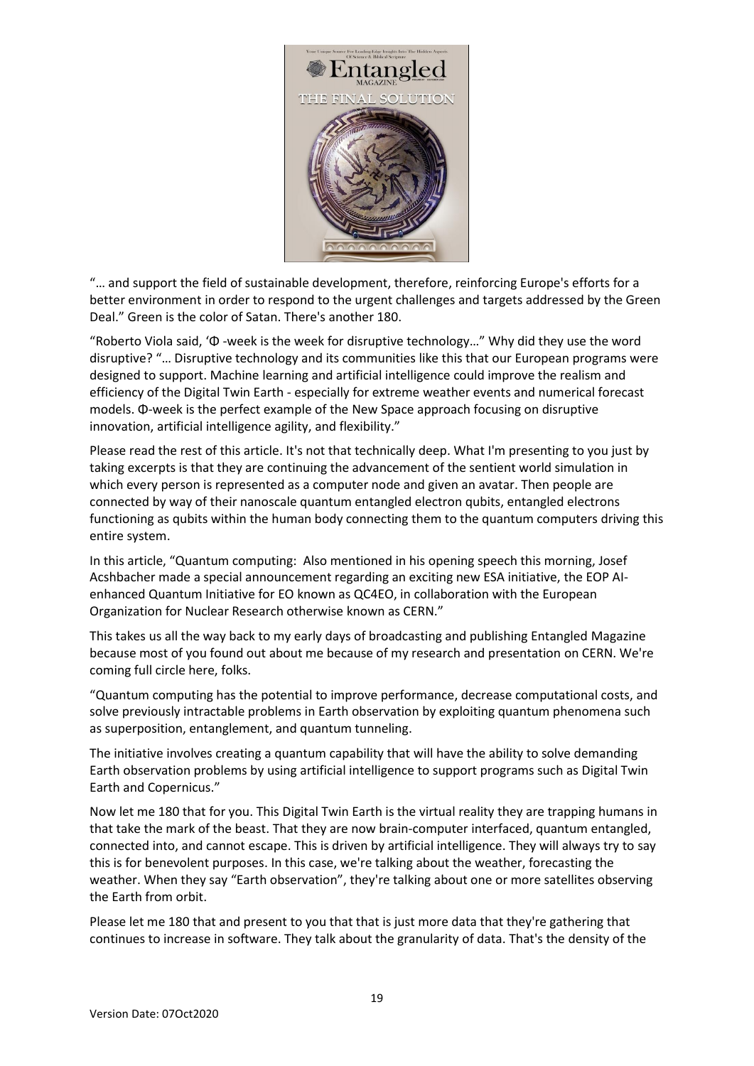"… and support the field of sustainable development, therefore, reinforcing Europe's efforts for a better environment in order to respond to the urgent challenges and targets addressed by the Green Deal." Green is the color of Satan. There's another 180.

"Roberto Viola said, 'Φ -week is the week for disruptive technology…" Why did they use the word disruptive? "… Disruptive technology and its communities like this that our European programs were designed to support. Machine learning and artificial intelligence could improve the realism and efficiency of the Digital Twin Earth - especially for extreme weather events and numerical forecast models. Φ-week is the perfect example of the New Space approach focusing on disruptive innovation, artificial intelligence agility, and flexibility."

Please read the rest of this article. It's not that technically deep. What I'm presenting to you just by taking excerpts is that they are continuing the advancement of the sentient world simulation in which every person is represented as a computer node and given an avatar. Then people are connected by way of their nanoscale quantum entangled electron qubits, entangled electrons functioning as qubits within the human body connecting them to the quantum computers driving this entire system.

In this article, "Quantum computing: Also mentioned in his opening speech this morning, Josef Acshbacher made a special announcement regarding an exciting new ESA initiative, the EOP AI-enhanced Quantum Initiative for EO known as QC4EO, in collaboration with the European Organization for Nuclear Research otherwise known as CERN."

This takes us all the way back to my early days of broadcasting and publishing Entangled Magazine because most of you found out about me because of my research and presentation on CERN. We're coming full circle here, folks.

"Quantum computing has the potential to improve performance, decrease computational costs, and solve previously intractable problems in Earth observation by exploiting quantum phenomena such as superposition, entanglement, and quantum tunneling.

The initiative involves creating a quantum capability that will have the ability to solve demanding Earth observation problems by using artificial intelligence to support programs such as Digital Twin Earth and Copernicus."

Now let me 180 that for you. This Digital Twin Earth is the virtual reality they are trapping humans in that take the mark of the beast. That they are now brain-computer interfaced, quantum entangled, connected into, and cannot escape. This is driven by artificial intelligence. They will always try to say this is for benevolent purposes. In this case, we're talking about the weather, forecasting the weather. When they say "Earth observation", they're talking about one or more satellites observing the Earth from orbit.

Please let me 180 that and present to you that that is just more data that they're gathering that continues to increase in software. They talk about the granularity of data. That's the density of the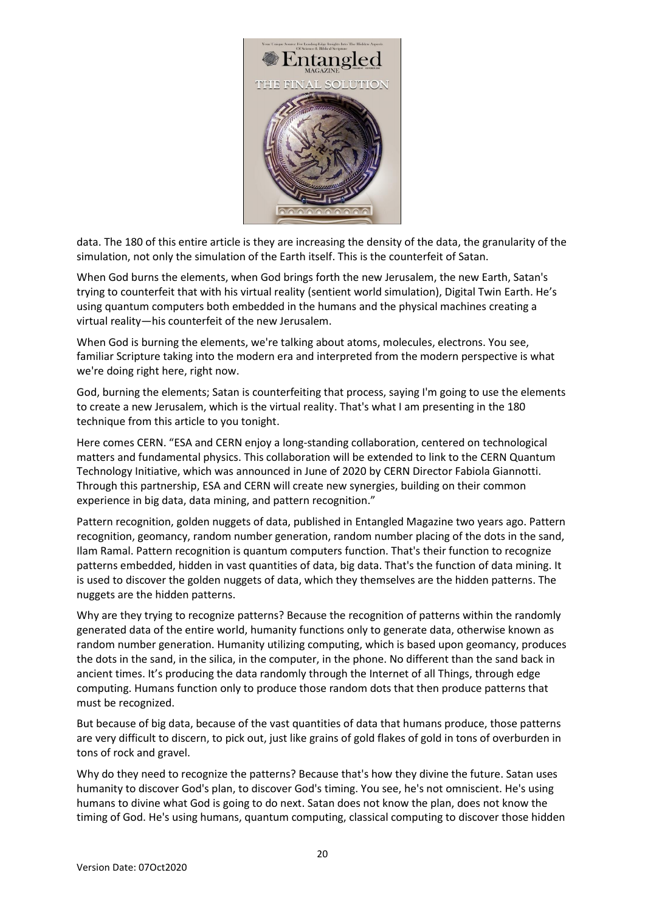data. The 180 of this entire article is they are increasing the density of the data, the granularity of the simulation, not only the simulation of the Earth itself. This is the counterfeit of Satan.

When God burns the elements, when God brings forth the new Jerusalem, the new Earth, Satan's trying to counterfeit that with his virtual reality (sentient world simulation), Digital Twin Earth. He's using quantum computers both embedded in the humans and the physical machines creating a virtual reality—his counterfeit of the new Jerusalem.

When God is burning the elements, we're talking about atoms, molecules, electrons. You see, familiar Scripture taking into the modern era and interpreted from the modern perspective is what we're doing right here, right now.

God, burning the elements; Satan is counterfeiting that process, saying I'm going to use the elements to create a new Jerusalem, which is the virtual reality. That's what I am presenting in the 180 technique from this article to you tonight.

Here comes CERN. "ESA and CERN enjoy a long-standing collaboration, centered on technological matters and fundamental physics. This collaboration will be extended to link to the CERN Quantum Technology Initiative, which was announced in June of 2020 by CERN Director Fabiola Giannotti. Through this partnership, ESA and CERN will create new synergies, building on their common experience in big data, data mining, and pattern recognition."

Pattern recognition, golden nuggets of data, published in Entangled Magazine two years ago. Pattern recognition, geomancy, random number generation, random number placing of the dots in the sand, Ilam Ramal. Pattern recognition is quantum computers function. That's their function to recognize patterns embedded, hidden in vast quantities of data, big data. That's the function of data mining. It is used to discover the golden nuggets of data, which they themselves are the hidden patterns. The nuggets are the hidden patterns.

Why are they trying to recognize patterns? Because the recognition of patterns within the randomly generated data of the entire world, humanity functions only to generate data, otherwise known as random number generation. Humanity utilizing computing, which is based upon geomancy, produces the dots in the sand, in the silica, in the computer, in the phone. No different than the sand back in ancient times. It's producing the data randomly through the Internet of all Things, through edge computing. Humans function only to produce those random dots that then produce patterns that must be recognized.

But because of big data, because of the vast quantities of data that humans produce, those patterns are very difficult to discern, to pick out, just like grains of gold flakes of gold in tons of overburden in tons of rock and gravel.

Why do they need to recognize the patterns? Because that's how they divine the future. Satan uses humanity to discover God's plan, to discover God's timing. You see, he's not omniscient. He's using humans to divine what God is going to do next. Satan does not know the plan, does not know the timing of God. He's using humans, quantum computing, classical computing to discover those hidden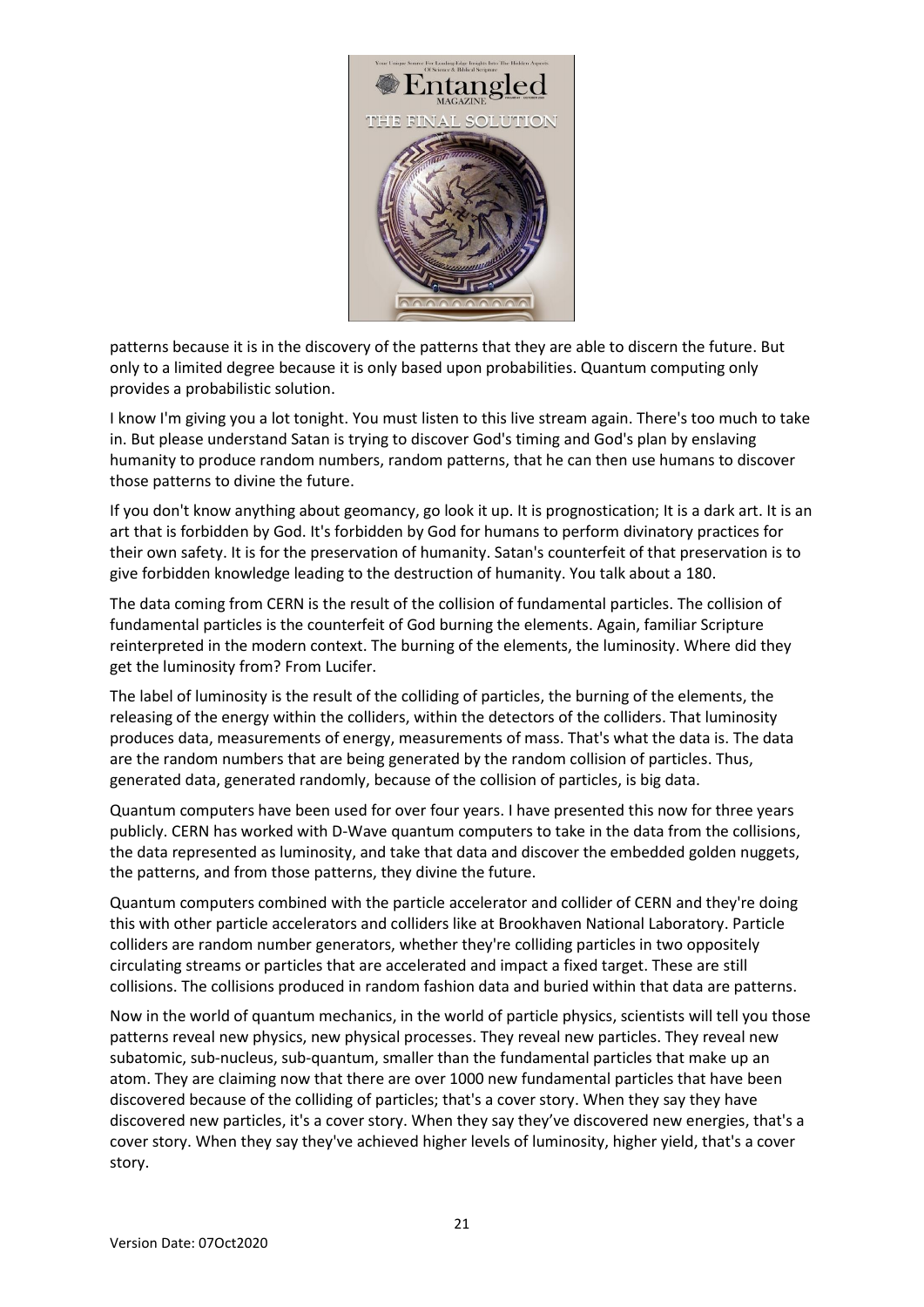patterns because it is in the discovery of the patterns that they are able to discern the future. But only to a limited degree because it is only based upon probabilities. Quantum computing only provides a probabilistic solution.

I know I'm giving you a lot tonight. You must listen to this live stream again. There's too much to take in. But please understand Satan is trying to discover God's timing and God's plan by enslaving humanity to produce random numbers, random patterns, that he can then use humans to discover those patterns to divine the future.

If you don't know anything about geomancy, go look it up. It is prognostication; It is a dark art. It is an art that is forbidden by God. It's forbidden by God for humans to perform divinatory practices for their own safety. It is for the preservation of humanity. Satan's counterfeit of that preservation is to give forbidden knowledge leading to the destruction of humanity. You talk about a 180.

The data coming from CERN is the result of the collision of fundamental particles. The collision of fundamental particles is the counterfeit of God burning the elements. Again, familiar Scripture reinterpreted in the modern context. The burning of the elements, the luminosity. Where did they get the luminosity from? From Lucifer.

The label of luminosity is the result of the colliding of particles, the burning of the elements, the releasing of the energy within the colliders, within the detectors of the colliders. That luminosity produces data, measurements of energy, measurements of mass. That's what the data is. The data are the random numbers that are being generated by the random collision of particles. Thus, generated data, generated randomly, because of the collision of particles, is big data.

Quantum computers have been used for over four years. I have presented this now for three years publicly. CERN has worked with D-Wave quantum computers to take in the data from the collisions, the data represented as luminosity, and take that data and discover the embedded golden nuggets, the patterns, and from those patterns, they divine the future.

Quantum computers combined with the particle accelerator and collider of CERN and they're doing this with other particle accelerators and colliders like at Brookhaven National Laboratory. Particle colliders are random number generators, whether they're colliding particles in two oppositely circulating streams or particles that are accelerated and impact a fixed target. These are still collisions. The collisions produced in random fashion data and buried within that data are patterns.

Now in the world of quantum mechanics, in the world of particle physics, scientists will tell you those patterns reveal new physics, new physical processes. They reveal new particles. They reveal new subatomic, sub-nucleus, sub-quantum, smaller than the fundamental particles that make up an atom. They are claiming now that there are over 1000 new fundamental particles that have been discovered because of the colliding of particles; that's a cover story. When they say they have discovered new particles, it's a cover story. When they say they've discovered new energies, that's a cover story. When they say they've achieved higher levels of luminosity, higher yield, that's a cover story.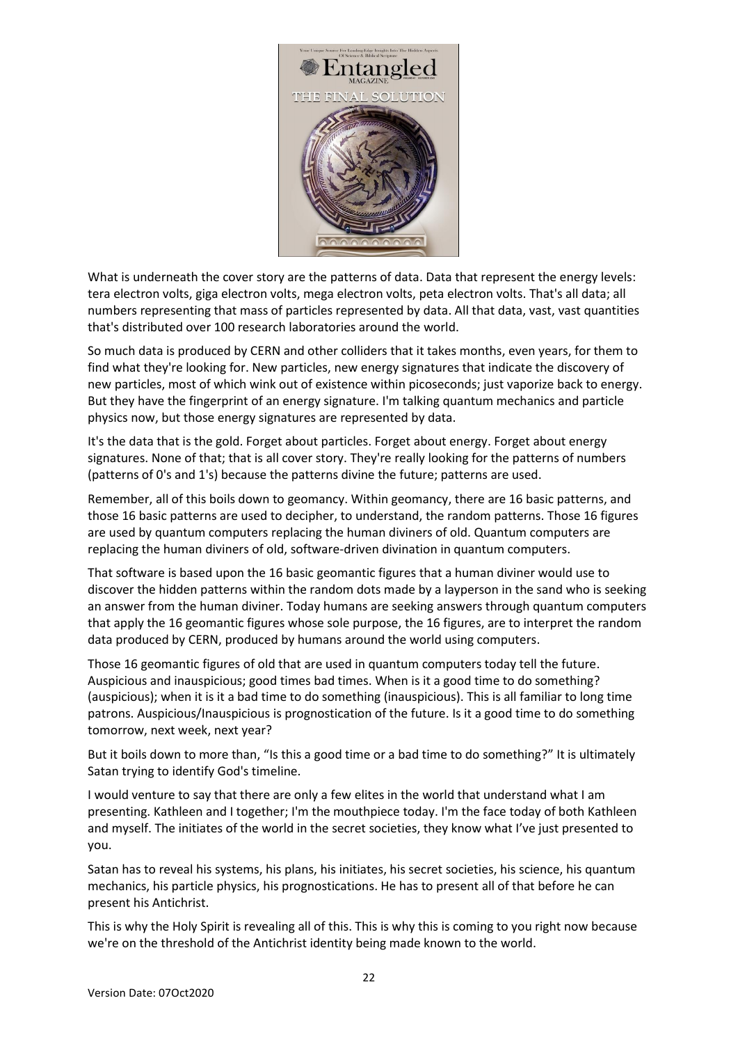What is underneath the cover story are the patterns of data. Data that represent the energy levels: tera electron volts, giga electron volts, mega electron volts, peta electron volts. That's all data; all numbers representing that mass of particles represented by data. All that data, vast, vast quantities that's distributed over 100 research laboratories around the world.

So much data is produced by CERN and other colliders that it takes months, even years, for them to find what they're looking for. New particles, new energy signatures that indicate the discovery of new particles, most of which wink out of existence within picoseconds; just vaporize back to energy. But they have the fingerprint of an energy signature. I'm talking quantum mechanics and particle physics now, but those energy signatures are represented by data.

It's the data that is the gold. Forget about particles. Forget about energy. Forget about energy signatures. None of that; that is all cover story. They're really looking for the patterns of numbers (patterns of 0's and 1's) because the patterns divine the future; patterns are used.

Remember, all of this boils down to geomancy. Within geomancy, there are 16 basic patterns, and those 16 basic patterns are used to decipher, to understand, the random patterns. Those 16 figures are used by quantum computers replacing the human diviners of old. Quantum computers are replacing the human diviners of old, software-driven divination in quantum computers.

That software is based upon the 16 basic geomantic figures that a human diviner would use to discover the hidden patterns within the random dots made by a layperson in the sand who is seeking an answer from the human diviner. Today humans are seeking answers through quantum computers that apply the 16 geomantic figures whose sole purpose, the 16 figures, are to interpret the random data produced by CERN, produced by humans around the world using computers.

Those 16 geomantic figures of old that are used in quantum computers today tell the future. Auspicious and inauspicious; good times bad times. When is it a good time to do something? (auspicious); when it is it a bad time to do something (inauspicious). This is all familiar to long time patrons. Auspicious/Inauspicious is prognostication of the future. Is it a good time to do something tomorrow, next week, next year?

But it boils down to more than, "Is this a good time or a bad time to do something?" It is ultimately Satan trying to identify God's timeline.

I would venture to say that there are only a few elites in the world that understand what I am presenting. Kathleen and I together; I'm the mouthpiece today. I'm the face today of both Kathleen and myself. The initiates of the world in the secret societies, they know what I've just presented to you.

Satan has to reveal his systems, his plans, his initiates, his secret societies, his science, his quantum mechanics, his particle physics, his prognostications. He has to present all of that before he can present his Antichrist.

This is why the Holy Spirit is revealing all of this. This is why this is coming to you right now because we're on the threshold of the Antichrist identity being made known to the world.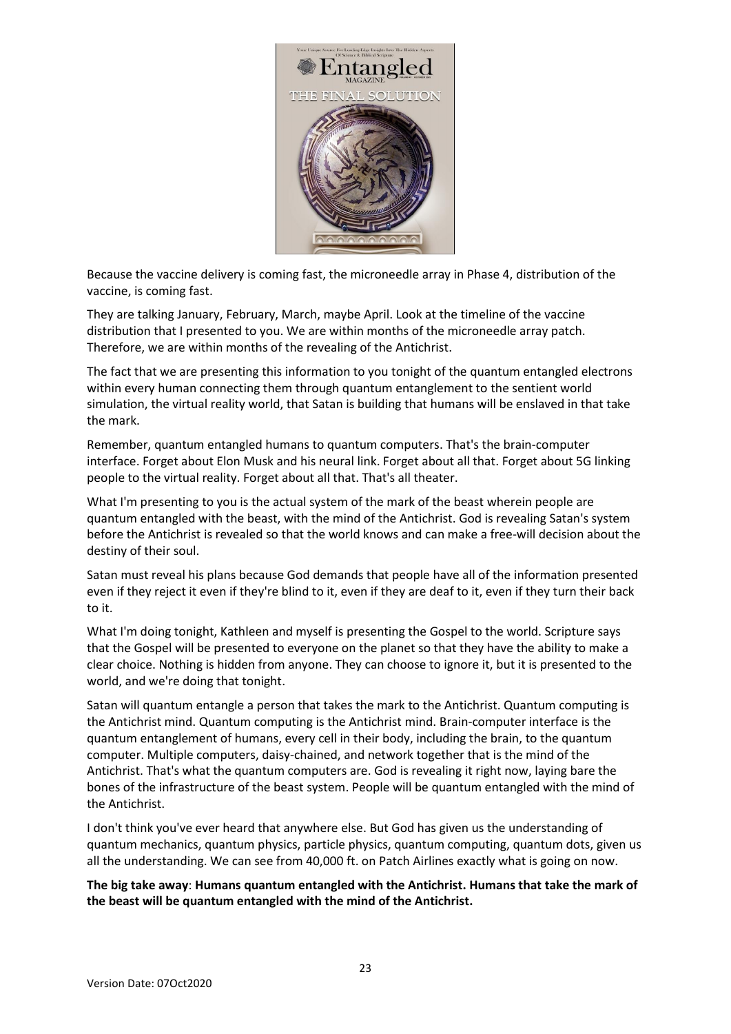Because the vaccine delivery is coming fast, the microneedle array in Phase 4, distribution of the vaccine, is coming fast.

They are talking January, February, March, maybe April. Look at the timeline of the vaccine distribution that I presented to you. We are within months of the microneedle array patch. Therefore, we are within months of the revealing of the Antichrist.

The fact that we are presenting this information to you tonight of the quantum entangled electrons within every human connecting them through quantum entanglement to the sentient world simulation, the virtual reality world, that Satan is building that humans will be enslaved in that take the mark.

Remember, quantum entangled humans to quantum computers. That's the brain-computer interface. Forget about Elon Musk and his neural link. Forget about all that. Forget about 5G linking people to the virtual reality. Forget about all that. That's all theater.

What I'm presenting to you is the actual system of the mark of the beast wherein people are quantum entangled with the beast, with the mind of the Antichrist. God is revealing Satan's system before the Antichrist is revealed so that the world knows and can make a free-will decision about the destiny of their soul.

Satan must reveal his plans because God demands that people have all of the information presented even if they reject it even if they're blind to it, even if they are deaf to it, even if they turn their back to it.

What I'm doing tonight, Kathleen and myself is presenting the Gospel to the world. Scripture says that the Gospel will be presented to everyone on the planet so that they have the ability to make a clear choice. Nothing is hidden from anyone. They can choose to ignore it, but it is presented to the world, and we're doing that tonight.

Satan will quantum entangle a person that takes the mark to the Antichrist. Quantum computing is the Antichrist mind. Quantum computing is the Antichrist mind. Brain-computer interface is the quantum entanglement of humans, every cell in their body, including the brain, to the quantum computer. Multiple computers, daisy-chained, and network together that is the mind of the Antichrist. That's what the quantum computers are. God is revealing it right now, laying bare the bones of the infrastructure of the beast system. People will be quantum entangled with the mind of the Antichrist.

I don't think you've ever heard that anywhere else. But God has given us the understanding of quantum mechanics, quantum physics, particle physics, quantum computing, quantum dots, given us all the understanding. We can see from 40,000 ft. on Patch Airlines exactly what is going on now.

**The big take away**: **Humans quantum entangled with the Antichrist. Humans that take the mark of the beast will be quantum entangled with the mind of the Antichrist.**

Version Date: 07Oct2020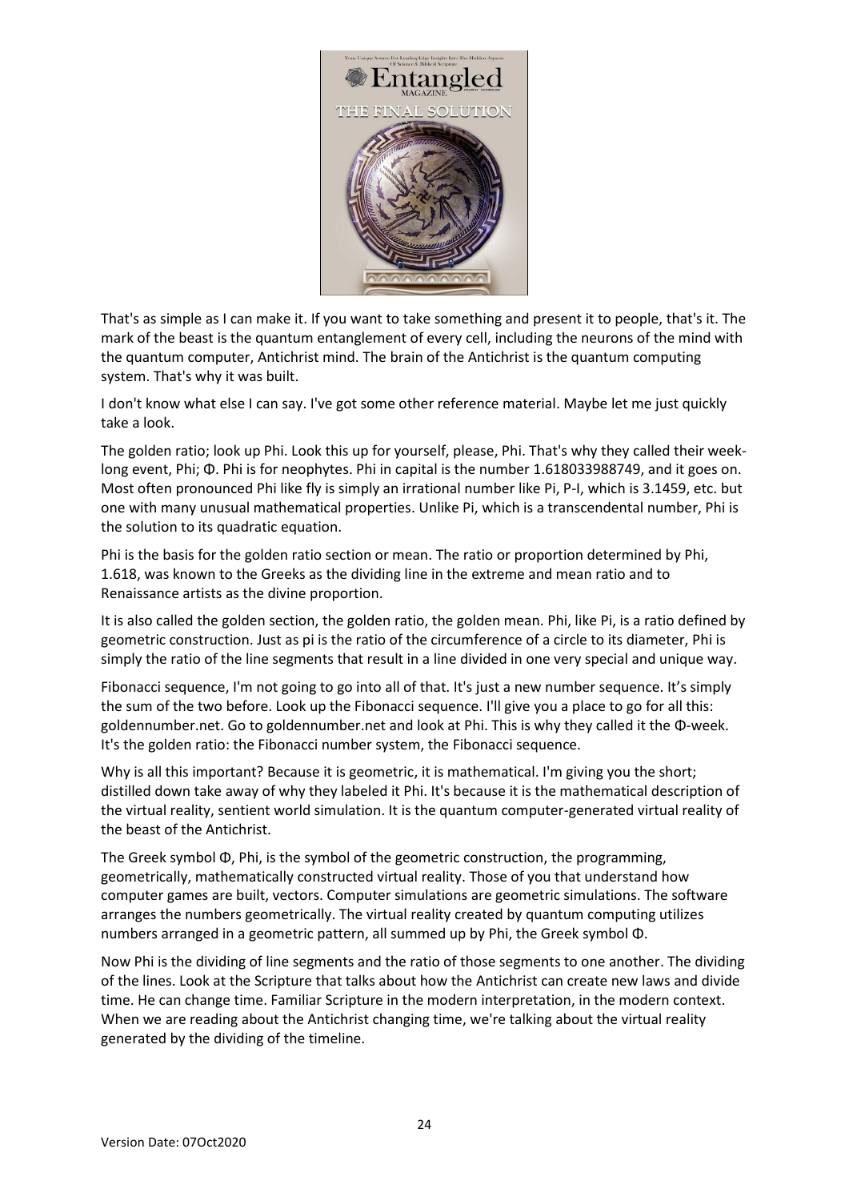That's as simple as I can make it. If you want to take something and present it to people, that's it. The mark of the beast is the quantum entanglement of every cell, including the neurons of the mind with the quantum computer, Antichrist mind. The brain of the Antichrist is the quantum computing system. That's why it was built.

I don't know what else I can say. I've got some other reference material. Maybe let me just quickly take a look.

The golden ratio; look up Phi. Look this up for yourself, please, Phi. That's why they called their week-long event, Phi; Φ. Phi is for neophytes. Phi in capital is the number 1.618033988749, and it goes on. Most often pronounced Phi like fly is simply an irrational number like Pi, P-I, which is 3.1459, etc. but one with many unusual mathematical properties. Unlike Pi, which is a transcendental number, Phi is the solution to its quadratic equation.

Phi is the basis for the golden ratio section or mean. The ratio or proportion determined by Phi, 1.618, was known to the Greeks as the dividing line in the extreme and mean ratio and to Renaissance artists as the divine proportion.

It is also called the golden section, the golden ratio, the golden mean. Phi, like Pi, is a ratio defined by geometric construction. Just as pi is the ratio of the circumference of a circle to its diameter, Phi is simply the ratio of the line segments that result in a line divided in one very special and unique way.

Fibonacci sequence, I'm not going to go into all of that. It's just a new number sequence. It's simply the sum of the two before. Look up the Fibonacci sequence. I'll give you a place to go for all this: goldennumber.net. Go to goldennumber.net and look at Phi. This is why they called it the Φ-week. It's the golden ratio: the Fibonacci number system, the Fibonacci sequence.

Why is all this important? Because it is geometric, it is mathematical. I'm giving you the short; distilled down take away of why they labeled it Phi. It's because it is the mathematical description of the virtual reality, sentient world simulation. It is the quantum computer-generated virtual reality of the beast of the Antichrist.

The Greek symbol Φ, Phi, is the symbol of the geometric construction, the programming, geometrically, mathematically constructed virtual reality. Those of you that understand how computer games are built, vectors. Computer simulations are geometric simulations. The software arranges the numbers geometrically. The virtual reality created by quantum computing utilizes numbers arranged in a geometric pattern, all summed up by Phi, the Greek symbol Φ.

Now Phi is the dividing of line segments and the ratio of those segments to one another. The dividing of the lines. Look at the Scripture that talks about how the Antichrist can create new laws and divide time. He can change time. Familiar Scripture in the modern interpretation, in the modern context. When we are reading about the Antichrist changing time, we're talking about the virtual reality generated by the dividing of the timeline.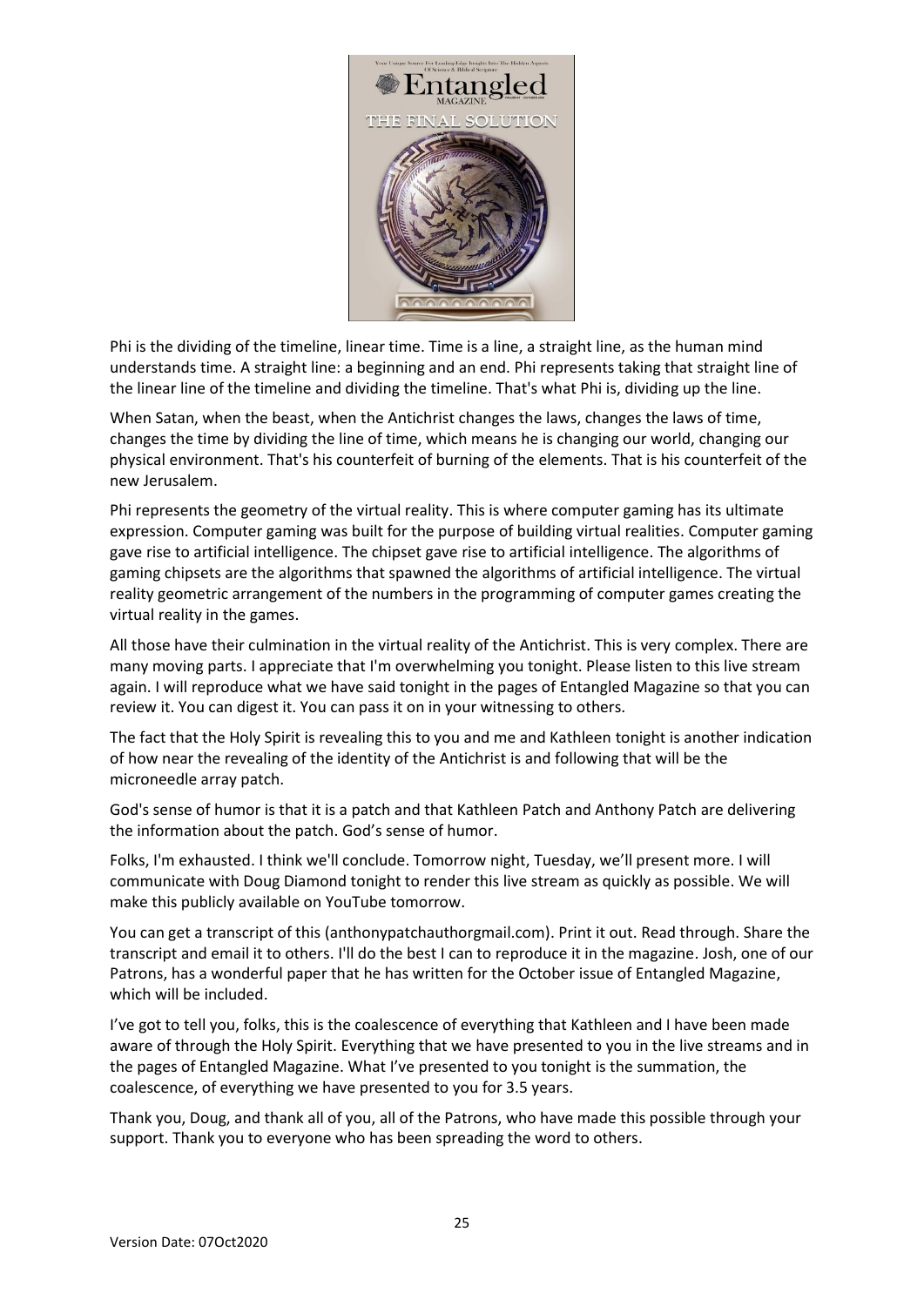Phi is the dividing of the timeline, linear time. Time is a line, a straight line, as the human mind understands time. A straight line: a beginning and an end. Phi represents taking that straight line of the linear line of the timeline and dividing the timeline. That's what Phi is, dividing up the line.

When Satan, when the beast, when the Antichrist changes the laws, changes the laws of time, changes the time by dividing the line of time, which means he is changing our world, changing our physical environment. That's his counterfeit of burning of the elements. That is his counterfeit of the new Jerusalem.

Phi represents the geometry of the virtual reality. This is where computer gaming has its ultimate expression. Computer gaming was built for the purpose of building virtual realities. Computer gaming gave rise to artificial intelligence. The chipset gave rise to artificial intelligence. The algorithms of gaming chipsets are the algorithms that spawned the algorithms of artificial intelligence. The virtual reality geometric arrangement of the numbers in the programming of computer games creating the virtual reality in the games.

All those have their culmination in the virtual reality of the Antichrist. This is very complex. There are many moving parts. I appreciate that I'm overwhelming you tonight. Please listen to this live stream again. I will reproduce what we have said tonight in the pages of Entangled Magazine so that you can review it. You can digest it. You can pass it on in your witnessing to others.

The fact that the Holy Spirit is revealing this to you and me and Kathleen tonight is another indication of how near the revealing of the identity of the Antichrist is and following that will be the microneedle array patch.

God's sense of humor is that it is a patch and that Kathleen Patch and Anthony Patch are delivering the information about the patch. God's sense of humor.

Folks, I'm exhausted. I think we'll conclude. Tomorrow night, Tuesday, we'll present more. I will communicate with Doug Diamond tonight to render this live stream as quickly as possible. We will make this publicly available on YouTube tomorrow.

You can get a transcript of this (anthonypatchauthorgmail.com). Print it out. Read through. Share the transcript and email it to others. I'll do the best I can to reproduce it in the magazine. Josh, one of our Patrons, has a wonderful paper that he has written for the October issue of Entangled Magazine, which will be included.

I've got to tell you, folks, this is the coalescence of everything that Kathleen and I have been made aware of through the Holy Spirit. Everything that we have presented to you in the live streams and in the pages of Entangled Magazine. What I've presented to you tonight is the summation, the coalescence, of everything we have presented to you for 3.5 years.

Thank you, Doug, and thank all of you, all of the Patrons, who have made this possible through your support. Thank you to everyone who has been spreading the word to others.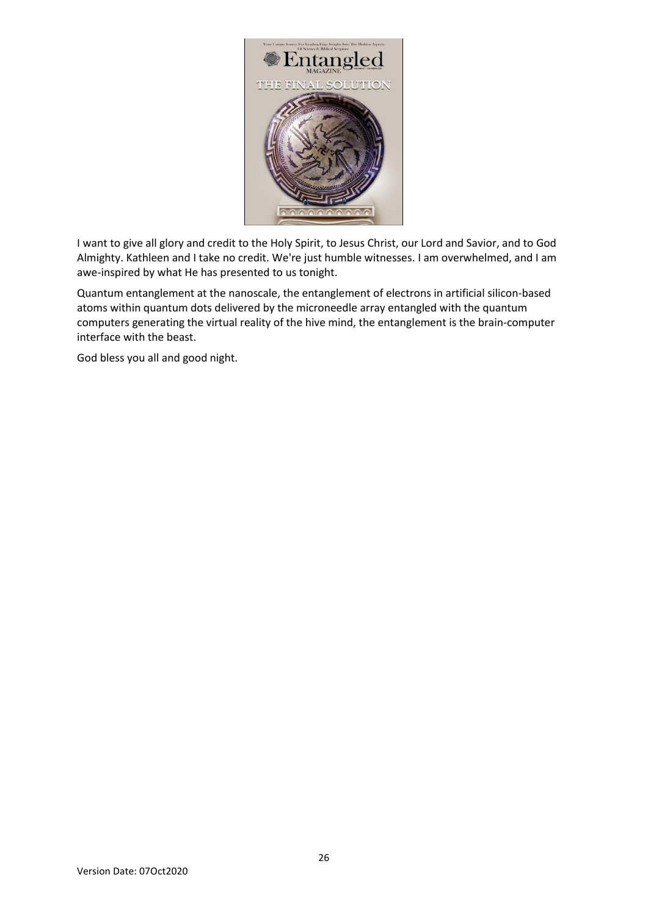I want to give all glory and credit to the Holy Spirit, to Jesus Christ, our Lord and Savior, and to God Almighty. Kathleen and I take no credit. We're just humble witnesses. I am overwhelmed, and I am awe-inspired by what He has presented to us tonight.

Quantum entanglement at the nanoscale, the entanglement of electrons in artificial silicon-based atoms within quantum dots delivered by the microneedle array entangled with the quantum computers generating the virtual reality of the hive mind, the entanglement is the brain-computer interface with the beast.

God bless you all and good night.